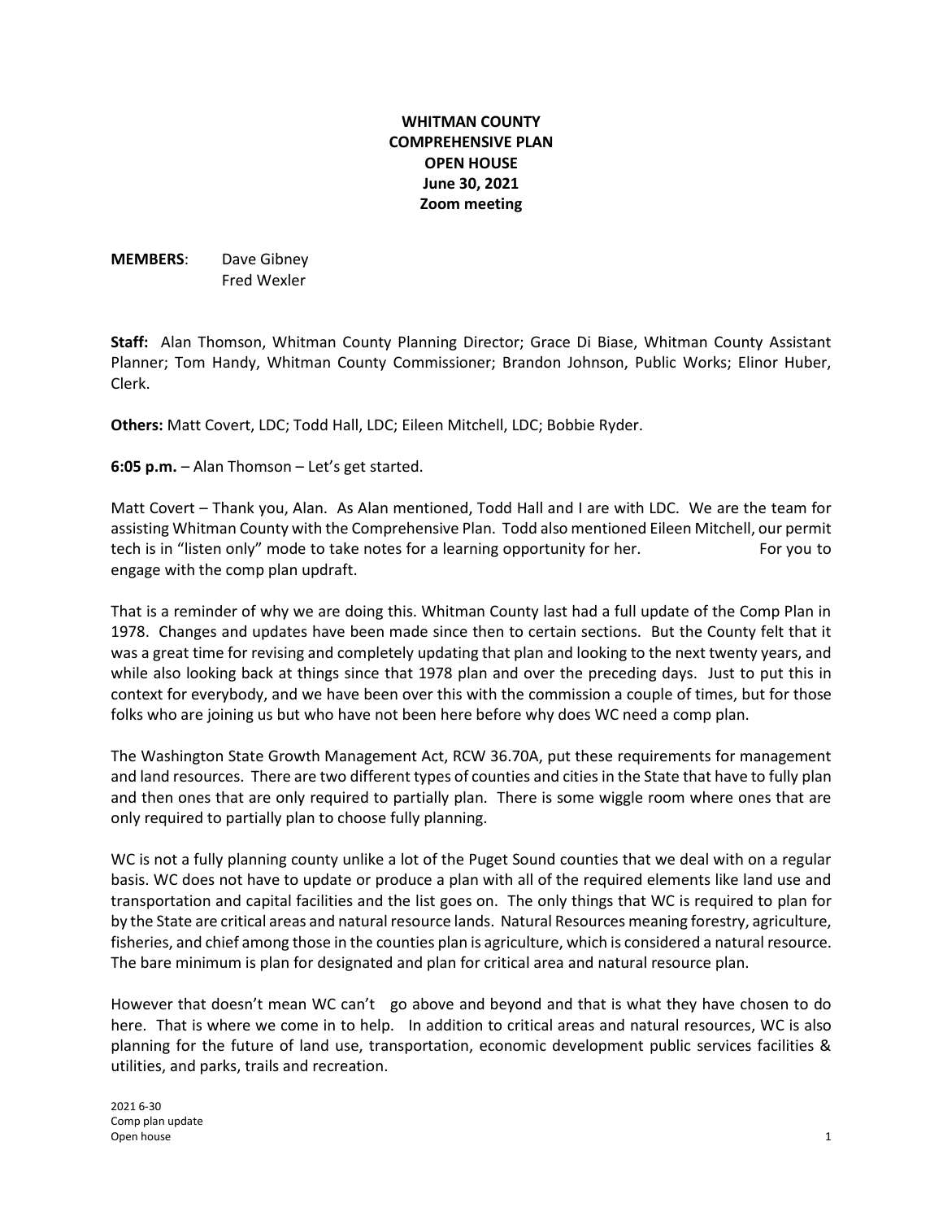**WHITMAN COUNTY**
**COMPREHENSIVE PLAN**
**OPEN HOUSE**
**June 30, 2021**
**Zoom meeting**

**MEMBERS**: Dave Gibney
Fred Wexler

**Staff:** Alan Thomson, Whitman County Planning Director; Grace Di Biase, Whitman County Assistant Planner; Tom Handy, Whitman County Commissioner; Brandon Johnson, Public Works; Elinor Huber, Clerk.

**Others:** Matt Covert, LDC; Todd Hall, LDC; Eileen Mitchell, LDC; Bobbie Ryder.

**6:05 p.m.** – Alan Thomson – Let's get started.

Matt Covert – Thank you, Alan. As Alan mentioned, Todd Hall and I are with LDC. We are the team for assisting Whitman County with the Comprehensive Plan. Todd also mentioned Eileen Mitchell, our permit tech is in "listen only" mode to take notes for a learning opportunity for her. For you to engage with the comp plan updraft.

That is a reminder of why we are doing this. Whitman County last had a full update of the Comp Plan in 1978. Changes and updates have been made since then to certain sections. But the County felt that it was a great time for revising and completely updating that plan and looking to the next twenty years, and while also looking back at things since that 1978 plan and over the preceding days. Just to put this in context for everybody, and we have been over this with the commission a couple of times, but for those folks who are joining us but who have not been here before why does WC need a comp plan.

The Washington State Growth Management Act, RCW 36.70A, put these requirements for management and land resources. There are two different types of counties and cities in the State that have to fully plan and then ones that are only required to partially plan. There is some wiggle room where ones that are only required to partially plan to choose fully planning.

WC is not a fully planning county unlike a lot of the Puget Sound counties that we deal with on a regular basis. WC does not have to update or produce a plan with all of the required elements like land use and transportation and capital facilities and the list goes on. The only things that WC is required to plan for by the State are critical areas and natural resource lands. Natural Resources meaning forestry, agriculture, fisheries, and chief among those in the counties plan is agriculture, which is considered a natural resource. The bare minimum is plan for designated and plan for critical area and natural resource plan.

However that doesn't mean WC can't go above and beyond and that is what they have chosen to do here. That is where we come in to help. In addition to critical areas and natural resources, WC is also planning for the future of land use, transportation, economic development public services facilities & utilities, and parks, trails and recreation.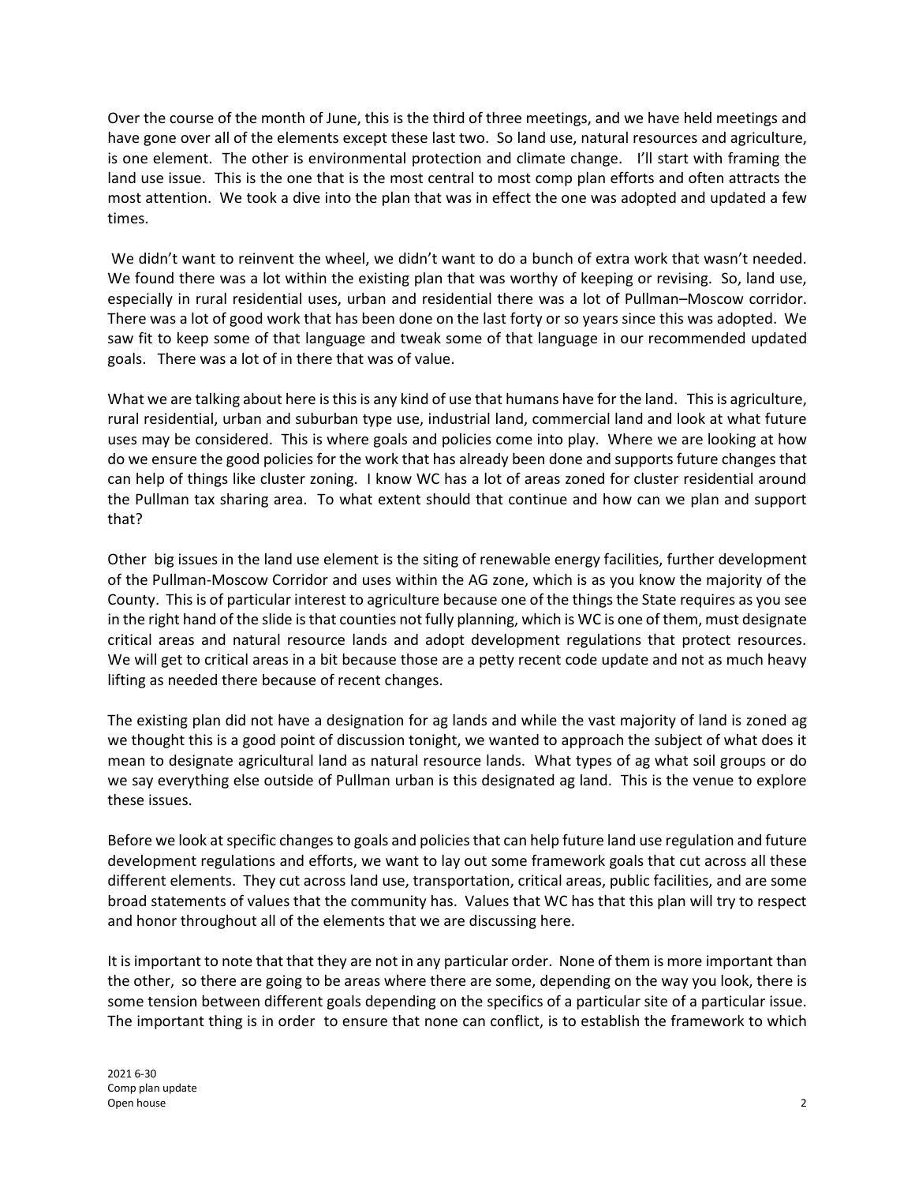Over the course of the month of June, this is the third of three meetings, and we have held meetings and have gone over all of the elements except these last two. So land use, natural resources and agriculture, is one element. The other is environmental protection and climate change. I'll start with framing the land use issue. This is the one that is the most central to most comp plan efforts and often attracts the most attention. We took a dive into the plan that was in effect the one was adopted and updated a few times.

We didn't want to reinvent the wheel, we didn't want to do a bunch of extra work that wasn't needed. We found there was a lot within the existing plan that was worthy of keeping or revising. So, land use, especially in rural residential uses, urban and residential there was a lot of Pullman–Moscow corridor. There was a lot of good work that has been done on the last forty or so years since this was adopted. We saw fit to keep some of that language and tweak some of that language in our recommended updated goals. There was a lot of in there that was of value.

What we are talking about here is this is any kind of use that humans have for the land. This is agriculture, rural residential, urban and suburban type use, industrial land, commercial land and look at what future uses may be considered. This is where goals and policies come into play. Where we are looking at how do we ensure the good policies for the work that has already been done and supports future changes that can help of things like cluster zoning. I know WC has a lot of areas zoned for cluster residential around the Pullman tax sharing area. To what extent should that continue and how can we plan and support that?

Other big issues in the land use element is the siting of renewable energy facilities, further development of the Pullman-Moscow Corridor and uses within the AG zone, which is as you know the majority of the County. This is of particular interest to agriculture because one of the things the State requires as you see in the right hand of the slide is that counties not fully planning, which is WC is one of them, must designate critical areas and natural resource lands and adopt development regulations that protect resources. We will get to critical areas in a bit because those are a petty recent code update and not as much heavy lifting as needed there because of recent changes.

The existing plan did not have a designation for ag lands and while the vast majority of land is zoned ag we thought this is a good point of discussion tonight, we wanted to approach the subject of what does it mean to designate agricultural land as natural resource lands. What types of ag what soil groups or do we say everything else outside of Pullman urban is this designated ag land. This is the venue to explore these issues.

Before we look at specific changes to goals and policies that can help future land use regulation and future development regulations and efforts, we want to lay out some framework goals that cut across all these different elements. They cut across land use, transportation, critical areas, public facilities, and are some broad statements of values that the community has. Values that WC has that this plan will try to respect and honor throughout all of the elements that we are discussing here.

It is important to note that that they are not in any particular order. None of them is more important than the other, so there are going to be areas where there are some, depending on the way you look, there is some tension between different goals depending on the specifics of a particular site of a particular issue. The important thing is in order to ensure that none can conflict, is to establish the framework to which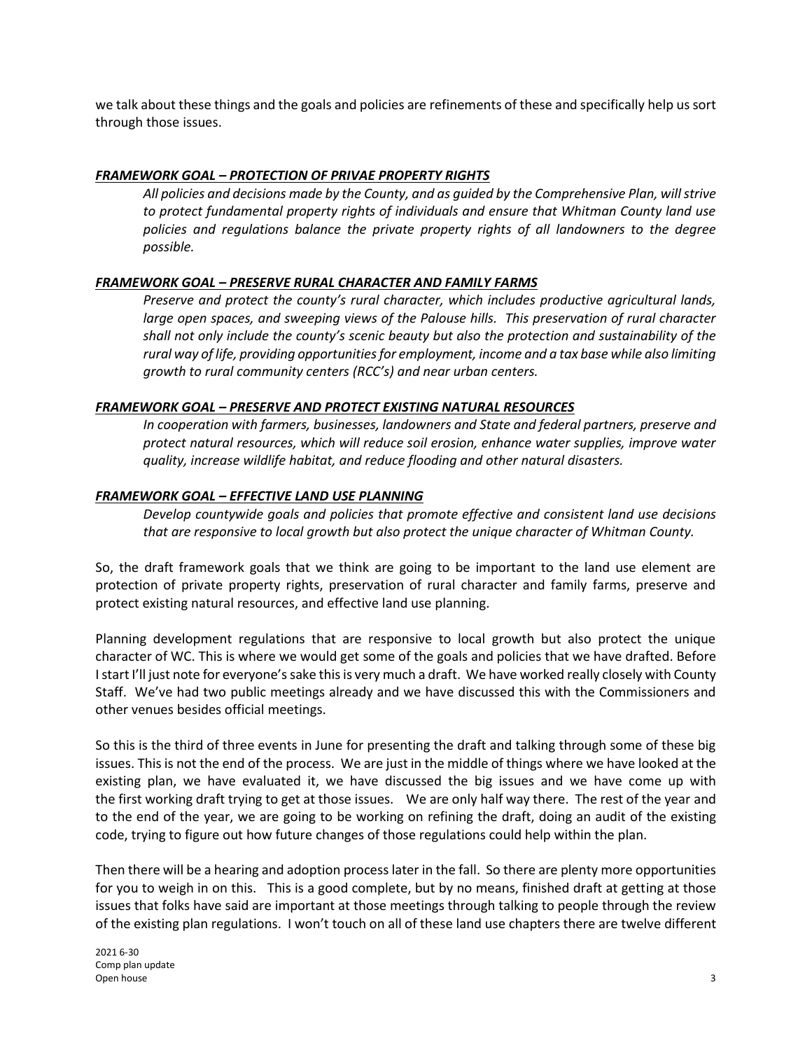we talk about these things and the goals and policies are refinements of these and specifically help us sort through those issues.

***FRAMEWORK GOAL – PROTECTION OF PRIVAE PROPERTY RIGHTS***

> *All policies and decisions made by the County, and as guided by the Comprehensive Plan, will strive to protect fundamental property rights of individuals and ensure that Whitman County land use policies and regulations balance the private property rights of all landowners to the degree possible.*

***FRAMEWORK GOAL – PRESERVE RURAL CHARACTER AND FAMILY FARMS***

> *Preserve and protect the county's rural character, which includes productive agricultural lands, large open spaces, and sweeping views of the Palouse hills. This preservation of rural character shall not only include the county's scenic beauty but also the protection and sustainability of the rural way of life, providing opportunities for employment, income and a tax base while also limiting growth to rural community centers (RCC's) and near urban centers.*

***FRAMEWORK GOAL – PRESERVE AND PROTECT EXISTING NATURAL RESOURCES***

> *In cooperation with farmers, businesses, landowners and State and federal partners, preserve and protect natural resources, which will reduce soil erosion, enhance water supplies, improve water quality, increase wildlife habitat, and reduce flooding and other natural disasters.*

***FRAMEWORK GOAL – EFFECTIVE LAND USE PLANNING***

> *Develop countywide goals and policies that promote effective and consistent land use decisions that are responsive to local growth but also protect the unique character of Whitman County.*

So, the draft framework goals that we think are going to be important to the land use element are protection of private property rights, preservation of rural character and family farms, preserve and protect existing natural resources, and effective land use planning.

Planning development regulations that are responsive to local growth but also protect the unique character of WC. This is where we would get some of the goals and policies that we have drafted. Before I start I'll just note for everyone's sake this is very much a draft. We have worked really closely with County Staff. We've had two public meetings already and we have discussed this with the Commissioners and other venues besides official meetings.

So this is the third of three events in June for presenting the draft and talking through some of these big issues. This is not the end of the process. We are just in the middle of things where we have looked at the existing plan, we have evaluated it, we have discussed the big issues and we have come up with the first working draft trying to get at those issues. We are only half way there. The rest of the year and to the end of the year, we are going to be working on refining the draft, doing an audit of the existing code, trying to figure out how future changes of those regulations could help within the plan.

Then there will be a hearing and adoption process later in the fall. So there are plenty more opportunities for you to weigh in on this. This is a good complete, but by no means, finished draft at getting at those issues that folks have said are important at those meetings through talking to people through the review of the existing plan regulations. I won't touch on all of these land use chapters there are twelve different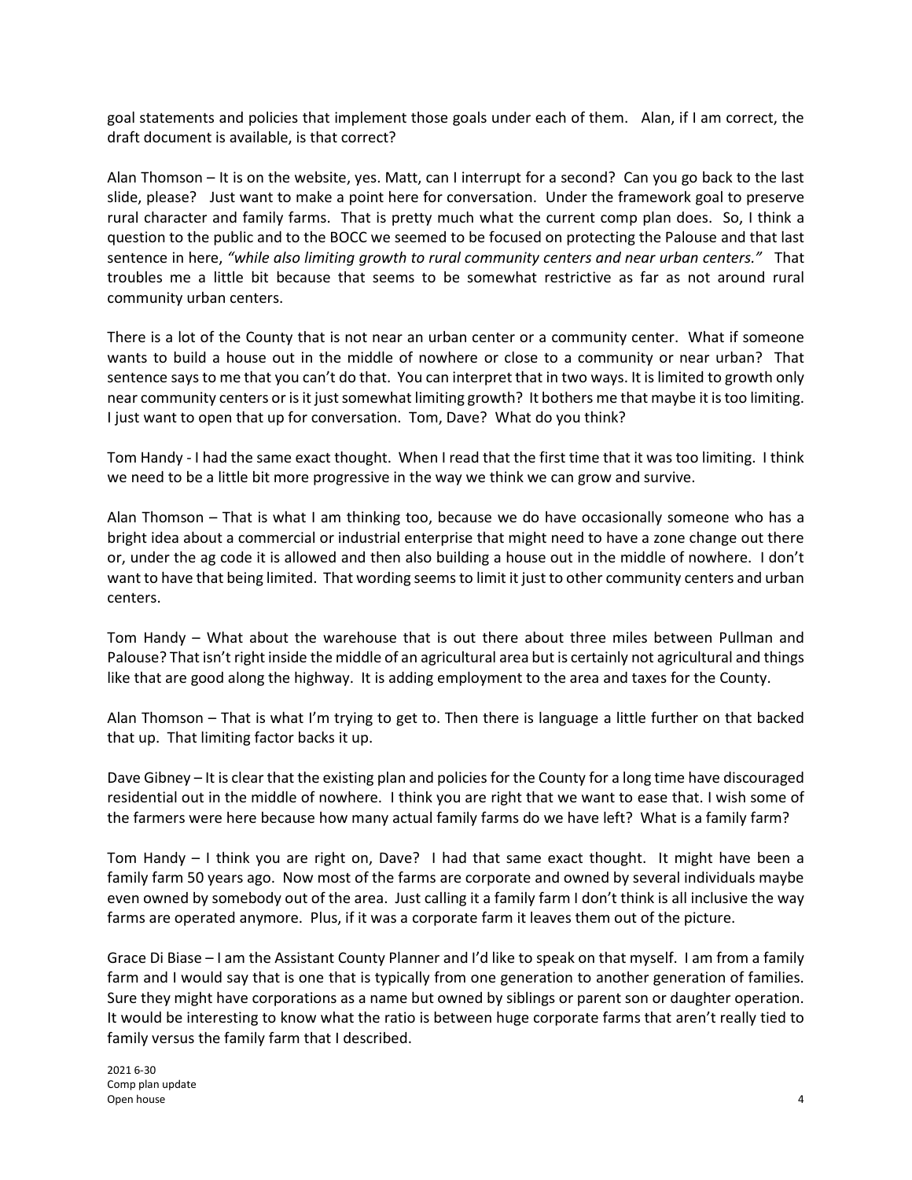goal statements and policies that implement those goals under each of them. Alan, if I am correct, the draft document is available, is that correct?

Alan Thomson – It is on the website, yes. Matt, can I interrupt for a second? Can you go back to the last slide, please? Just want to make a point here for conversation. Under the framework goal to preserve rural character and family farms. That is pretty much what the current comp plan does. So, I think a question to the public and to the BOCC we seemed to be focused on protecting the Palouse and that last sentence in here, *"while also limiting growth to rural community centers and near urban centers."* That troubles me a little bit because that seems to be somewhat restrictive as far as not around rural community urban centers.

There is a lot of the County that is not near an urban center or a community center. What if someone wants to build a house out in the middle of nowhere or close to a community or near urban? That sentence says to me that you can't do that. You can interpret that in two ways. It is limited to growth only near community centers or is it just somewhat limiting growth? It bothers me that maybe it is too limiting. I just want to open that up for conversation. Tom, Dave? What do you think?

Tom Handy - I had the same exact thought. When I read that the first time that it was too limiting. I think we need to be a little bit more progressive in the way we think we can grow and survive.

Alan Thomson – That is what I am thinking too, because we do have occasionally someone who has a bright idea about a commercial or industrial enterprise that might need to have a zone change out there or, under the ag code it is allowed and then also building a house out in the middle of nowhere. I don't want to have that being limited. That wording seems to limit it just to other community centers and urban centers.

Tom Handy – What about the warehouse that is out there about three miles between Pullman and Palouse? That isn't right inside the middle of an agricultural area but is certainly not agricultural and things like that are good along the highway. It is adding employment to the area and taxes for the County.

Alan Thomson – That is what I'm trying to get to. Then there is language a little further on that backed that up. That limiting factor backs it up.

Dave Gibney – It is clear that the existing plan and policies for the County for a long time have discouraged residential out in the middle of nowhere. I think you are right that we want to ease that. I wish some of the farmers were here because how many actual family farms do we have left? What is a family farm?

Tom Handy – I think you are right on, Dave? I had that same exact thought. It might have been a family farm 50 years ago. Now most of the farms are corporate and owned by several individuals maybe even owned by somebody out of the area. Just calling it a family farm I don't think is all inclusive the way farms are operated anymore. Plus, if it was a corporate farm it leaves them out of the picture.

Grace Di Biase – I am the Assistant County Planner and I'd like to speak on that myself. I am from a family farm and I would say that is one that is typically from one generation to another generation of families. Sure they might have corporations as a name but owned by siblings or parent son or daughter operation. It would be interesting to know what the ratio is between huge corporate farms that aren't really tied to family versus the family farm that I described.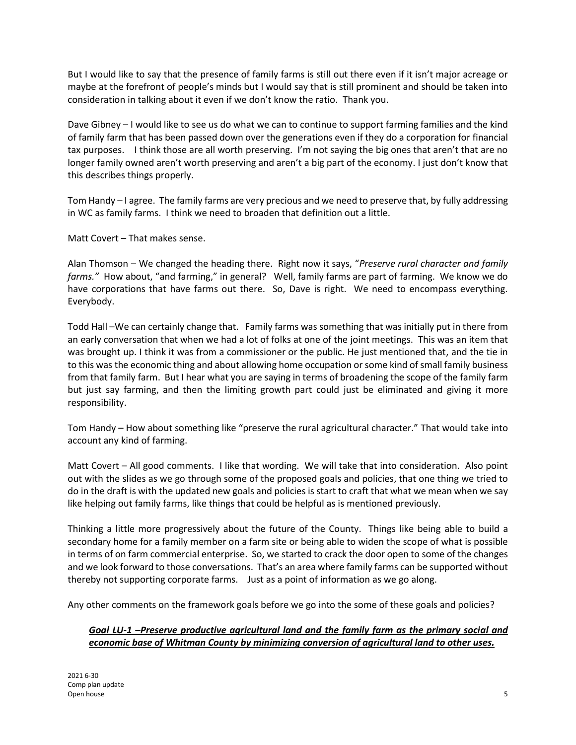But I would like to say that the presence of family farms is still out there even if it isn't major acreage or maybe at the forefront of people's minds but I would say that is still prominent and should be taken into consideration in talking about it even if we don't know the ratio. Thank you.

Dave Gibney – I would like to see us do what we can to continue to support farming families and the kind of family farm that has been passed down over the generations even if they do a corporation for financial tax purposes. I think those are all worth preserving. I'm not saying the big ones that aren't that are no longer family owned aren't worth preserving and aren't a big part of the economy. I just don't know that this describes things properly.

Tom Handy – I agree. The family farms are very precious and we need to preserve that, by fully addressing in WC as family farms. I think we need to broaden that definition out a little.

Matt Covert – That makes sense.

Alan Thomson – We changed the heading there. Right now it says, "*Preserve rural character and family farms.*" How about, "and farming," in general? Well, family farms are part of farming. We know we do have corporations that have farms out there. So, Dave is right. We need to encompass everything. Everybody.

Todd Hall –We can certainly change that. Family farms was something that was initially put in there from an early conversation that when we had a lot of folks at one of the joint meetings. This was an item that was brought up. I think it was from a commissioner or the public. He just mentioned that, and the tie in to this was the economic thing and about allowing home occupation or some kind of small family business from that family farm. But I hear what you are saying in terms of broadening the scope of the family farm but just say farming, and then the limiting growth part could just be eliminated and giving it more responsibility.

Tom Handy – How about something like "preserve the rural agricultural character." That would take into account any kind of farming.

Matt Covert – All good comments. I like that wording. We will take that into consideration. Also point out with the slides as we go through some of the proposed goals and policies, that one thing we tried to do in the draft is with the updated new goals and policies is start to craft that what we mean when we say like helping out family farms, like things that could be helpful as is mentioned previously.

Thinking a little more progressively about the future of the County. Things like being able to build a secondary home for a family member on a farm site or being able to widen the scope of what is possible in terms of on farm commercial enterprise. So, we started to crack the door open to some of the changes and we look forward to those conversations. That's an area where family farms can be supported without thereby not supporting corporate farms. Just as a point of information as we go along.

Any other comments on the framework goals before we go into the some of these goals and policies?

***Goal LU-1 –Preserve productive agricultural land and the family farm as the primary social and economic base of Whitman County by minimizing conversion of agricultural land to other uses.***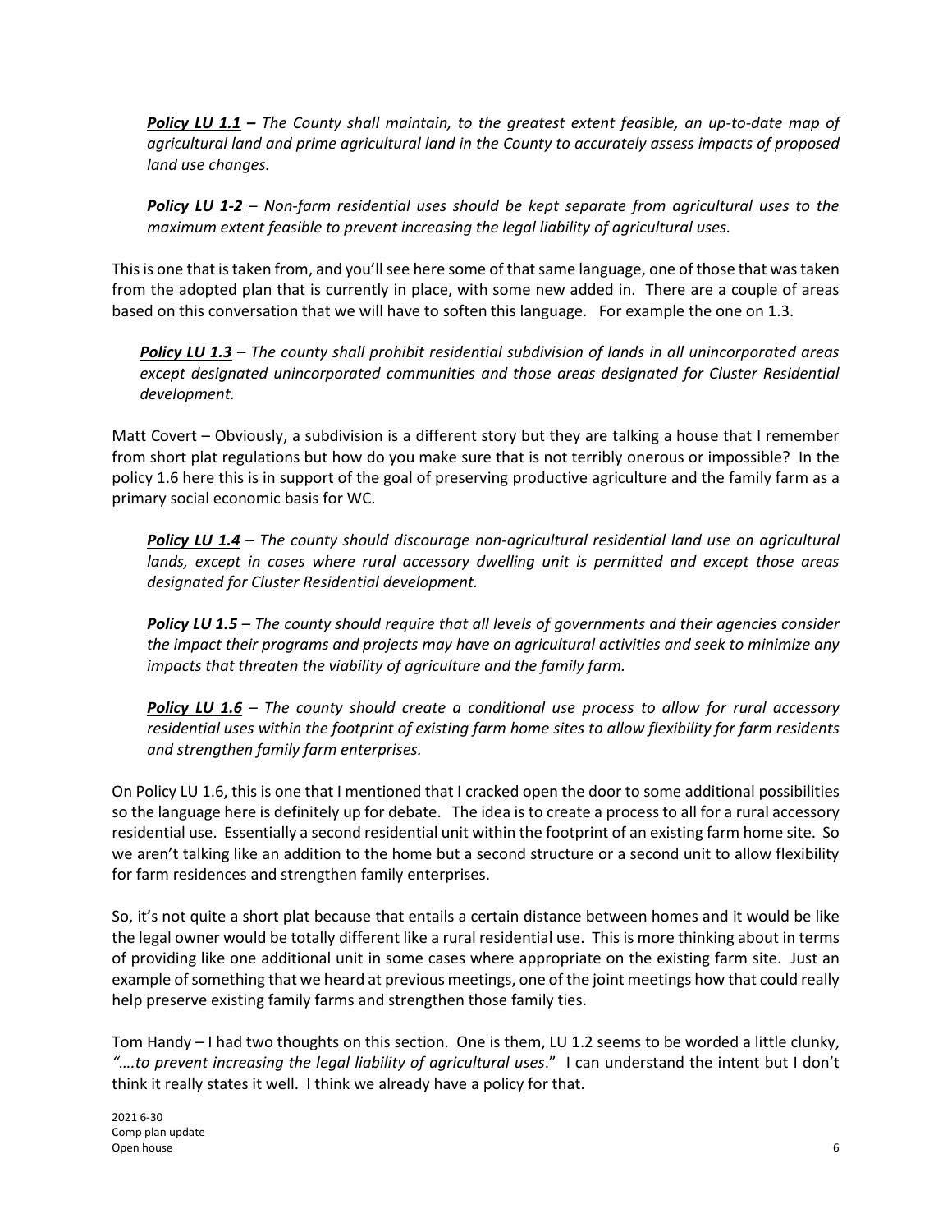***Policy LU 1.1*** *– The County shall maintain, to the greatest extent feasible, an up-to-date map of agricultural land and prime agricultural land in the County to accurately assess impacts of proposed land use changes.*

***Policy LU 1-2*** *– Non-farm residential uses should be kept separate from agricultural uses to the maximum extent feasible to prevent increasing the legal liability of agricultural uses.*

This is one that is taken from, and you'll see here some of that same language, one of those that was taken from the adopted plan that is currently in place, with some new added in. There are a couple of areas based on this conversation that we will have to soften this language. For example the one on 1.3.

***Policy LU 1.3*** *– The county shall prohibit residential subdivision of lands in all unincorporated areas except designated unincorporated communities and those areas designated for Cluster Residential development.*

Matt Covert – Obviously, a subdivision is a different story but they are talking a house that I remember from short plat regulations but how do you make sure that is not terribly onerous or impossible? In the policy 1.6 here this is in support of the goal of preserving productive agriculture and the family farm as a primary social economic basis for WC.

***Policy LU 1.4*** *– The county should discourage non-agricultural residential land use on agricultural lands, except in cases where rural accessory dwelling unit is permitted and except those areas designated for Cluster Residential development.*

***Policy LU 1.5*** *– The county should require that all levels of governments and their agencies consider the impact their programs and projects may have on agricultural activities and seek to minimize any impacts that threaten the viability of agriculture and the family farm.*

***Policy LU 1.6*** *– The county should create a conditional use process to allow for rural accessory residential uses within the footprint of existing farm home sites to allow flexibility for farm residents and strengthen family farm enterprises.*

On Policy LU 1.6, this is one that I mentioned that I cracked open the door to some additional possibilities so the language here is definitely up for debate. The idea is to create a process to all for a rural accessory residential use. Essentially a second residential unit within the footprint of an existing farm home site. So we aren't talking like an addition to the home but a second structure or a second unit to allow flexibility for farm residences and strengthen family enterprises.

So, it's not quite a short plat because that entails a certain distance between homes and it would be like the legal owner would be totally different like a rural residential use. This is more thinking about in terms of providing like one additional unit in some cases where appropriate on the existing farm site. Just an example of something that we heard at previous meetings, one of the joint meetings how that could really help preserve existing family farms and strengthen those family ties.

Tom Handy – I had two thoughts on this section. One is them, LU 1.2 seems to be worded a little clunky, *"….to prevent increasing the legal liability of agricultural uses*." I can understand the intent but I don't think it really states it well. I think we already have a policy for that.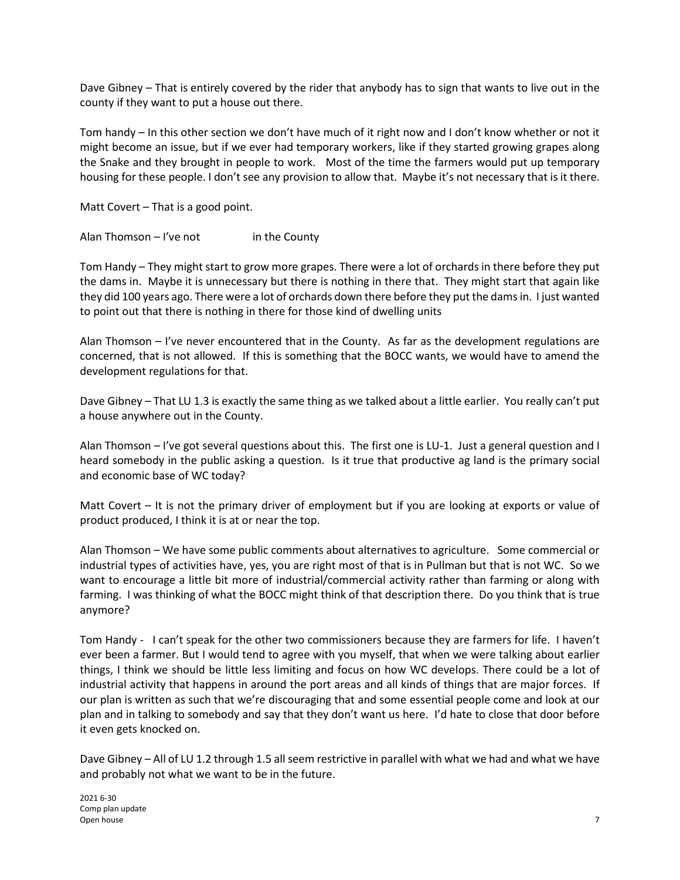Dave Gibney – That is entirely covered by the rider that anybody has to sign that wants to live out in the county if they want to put a house out there.

Tom handy – In this other section we don't have much of it right now and I don't know whether or not it might become an issue, but if we ever had temporary workers, like if they started growing grapes along the Snake and they brought in people to work. Most of the time the farmers would put up temporary housing for these people. I don't see any provision to allow that. Maybe it's not necessary that is it there.

Matt Covert – That is a good point.

Alan Thomson – I've not in the County

Tom Handy – They might start to grow more grapes. There were a lot of orchards in there before they put the dams in. Maybe it is unnecessary but there is nothing in there that. They might start that again like they did 100 years ago. There were a lot of orchards down there before they put the dams in. I just wanted to point out that there is nothing in there for those kind of dwelling units

Alan Thomson – I've never encountered that in the County. As far as the development regulations are concerned, that is not allowed. If this is something that the BOCC wants, we would have to amend the development regulations for that.

Dave Gibney – That LU 1.3 is exactly the same thing as we talked about a little earlier. You really can't put a house anywhere out in the County.

Alan Thomson – I've got several questions about this. The first one is LU-1. Just a general question and I heard somebody in the public asking a question. Is it true that productive ag land is the primary social and economic base of WC today?

Matt Covert – It is not the primary driver of employment but if you are looking at exports or value of product produced, I think it is at or near the top.

Alan Thomson – We have some public comments about alternatives to agriculture. Some commercial or industrial types of activities have, yes, you are right most of that is in Pullman but that is not WC. So we want to encourage a little bit more of industrial/commercial activity rather than farming or along with farming. I was thinking of what the BOCC might think of that description there. Do you think that is true anymore?

Tom Handy - I can't speak for the other two commissioners because they are farmers for life. I haven't ever been a farmer. But I would tend to agree with you myself, that when we were talking about earlier things, I think we should be little less limiting and focus on how WC develops. There could be a lot of industrial activity that happens in around the port areas and all kinds of things that are major forces. If our plan is written as such that we're discouraging that and some essential people come and look at our plan and in talking to somebody and say that they don't want us here. I'd hate to close that door before it even gets knocked on.

Dave Gibney – All of LU 1.2 through 1.5 all seem restrictive in parallel with what we had and what we have and probably not what we want to be in the future.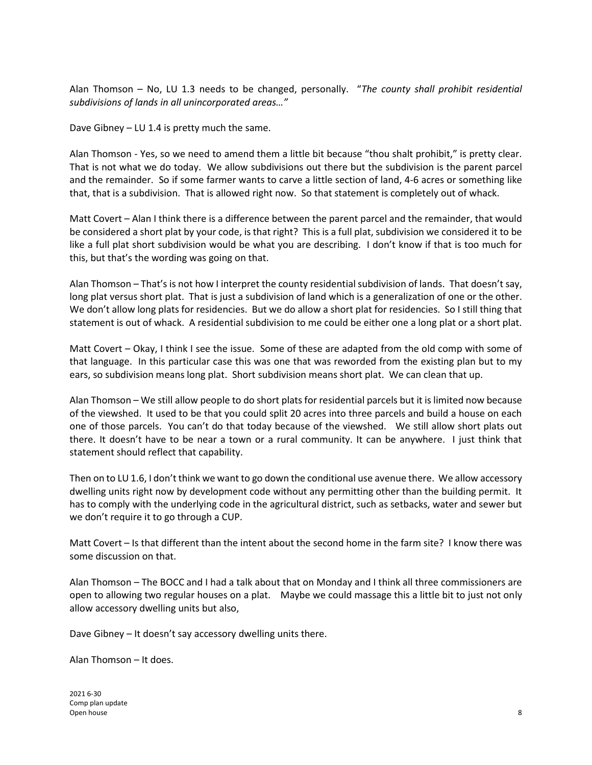Alan Thomson – No, LU 1.3 needs to be changed, personally. "*The county shall prohibit residential subdivisions of lands in all unincorporated areas…"*

Dave Gibney – LU 1.4 is pretty much the same.

Alan Thomson - Yes, so we need to amend them a little bit because "thou shalt prohibit," is pretty clear. That is not what we do today. We allow subdivisions out there but the subdivision is the parent parcel and the remainder. So if some farmer wants to carve a little section of land, 4-6 acres or something like that, that is a subdivision. That is allowed right now. So that statement is completely out of whack.

Matt Covert – Alan I think there is a difference between the parent parcel and the remainder, that would be considered a short plat by your code, is that right? This is a full plat, subdivision we considered it to be like a full plat short subdivision would be what you are describing. I don't know if that is too much for this, but that's the wording was going on that.

Alan Thomson – That's is not how I interpret the county residential subdivision of lands. That doesn't say, long plat versus short plat. That is just a subdivision of land which is a generalization of one or the other. We don't allow long plats for residencies. But we do allow a short plat for residencies. So I still thing that statement is out of whack. A residential subdivision to me could be either one a long plat or a short plat.

Matt Covert – Okay, I think I see the issue. Some of these are adapted from the old comp with some of that language. In this particular case this was one that was reworded from the existing plan but to my ears, so subdivision means long plat. Short subdivision means short plat. We can clean that up.

Alan Thomson – We still allow people to do short plats for residential parcels but it is limited now because of the viewshed. It used to be that you could split 20 acres into three parcels and build a house on each one of those parcels. You can't do that today because of the viewshed. We still allow short plats out there. It doesn't have to be near a town or a rural community. It can be anywhere. I just think that statement should reflect that capability.

Then on to LU 1.6, I don't think we want to go down the conditional use avenue there. We allow accessory dwelling units right now by development code without any permitting other than the building permit. It has to comply with the underlying code in the agricultural district, such as setbacks, water and sewer but we don't require it to go through a CUP.

Matt Covert – Is that different than the intent about the second home in the farm site? I know there was some discussion on that.

Alan Thomson – The BOCC and I had a talk about that on Monday and I think all three commissioners are open to allowing two regular houses on a plat. Maybe we could massage this a little bit to just not only allow accessory dwelling units but also,

Dave Gibney – It doesn't say accessory dwelling units there.

Alan Thomson – It does.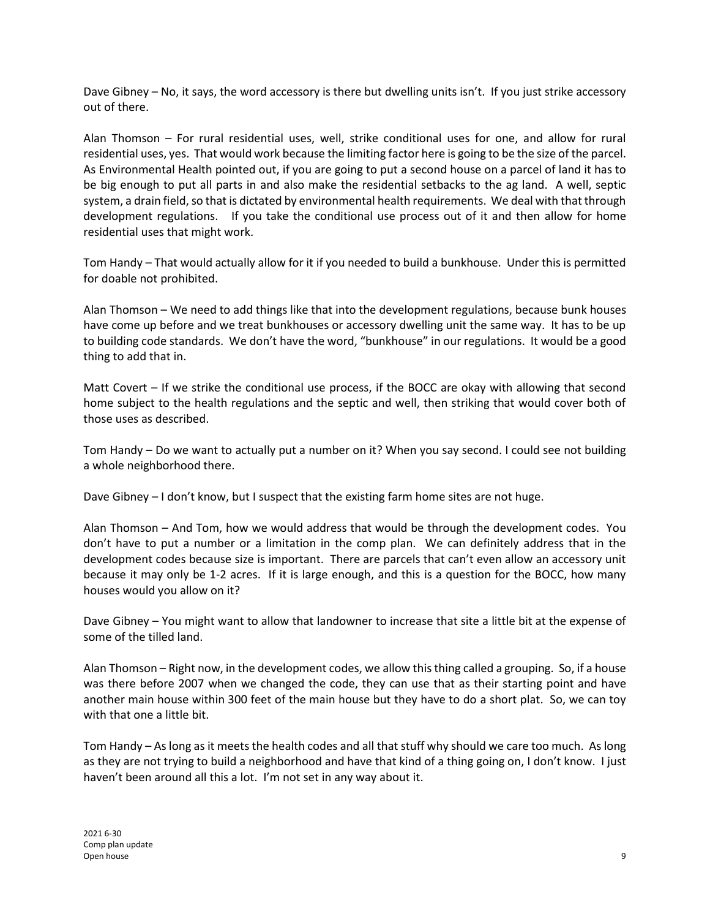Dave Gibney – No, it says, the word accessory is there but dwelling units isn't. If you just strike accessory out of there.

Alan Thomson – For rural residential uses, well, strike conditional uses for one, and allow for rural residential uses, yes. That would work because the limiting factor here is going to be the size of the parcel. As Environmental Health pointed out, if you are going to put a second house on a parcel of land it has to be big enough to put all parts in and also make the residential setbacks to the ag land. A well, septic system, a drain field, so that is dictated by environmental health requirements. We deal with that through development regulations. If you take the conditional use process out of it and then allow for home residential uses that might work.

Tom Handy – That would actually allow for it if you needed to build a bunkhouse. Under this is permitted for doable not prohibited.

Alan Thomson – We need to add things like that into the development regulations, because bunk houses have come up before and we treat bunkhouses or accessory dwelling unit the same way. It has to be up to building code standards. We don't have the word, "bunkhouse" in our regulations. It would be a good thing to add that in.

Matt Covert – If we strike the conditional use process, if the BOCC are okay with allowing that second home subject to the health regulations and the septic and well, then striking that would cover both of those uses as described.

Tom Handy – Do we want to actually put a number on it? When you say second. I could see not building a whole neighborhood there.

Dave Gibney – I don't know, but I suspect that the existing farm home sites are not huge.

Alan Thomson – And Tom, how we would address that would be through the development codes. You don't have to put a number or a limitation in the comp plan. We can definitely address that in the development codes because size is important. There are parcels that can't even allow an accessory unit because it may only be 1-2 acres. If it is large enough, and this is a question for the BOCC, how many houses would you allow on it?

Dave Gibney – You might want to allow that landowner to increase that site a little bit at the expense of some of the tilled land.

Alan Thomson – Right now, in the development codes, we allow this thing called a grouping. So, if a house was there before 2007 when we changed the code, they can use that as their starting point and have another main house within 300 feet of the main house but they have to do a short plat. So, we can toy with that one a little bit.

Tom Handy – As long as it meets the health codes and all that stuff why should we care too much. As long as they are not trying to build a neighborhood and have that kind of a thing going on, I don't know. I just haven't been around all this a lot. I'm not set in any way about it.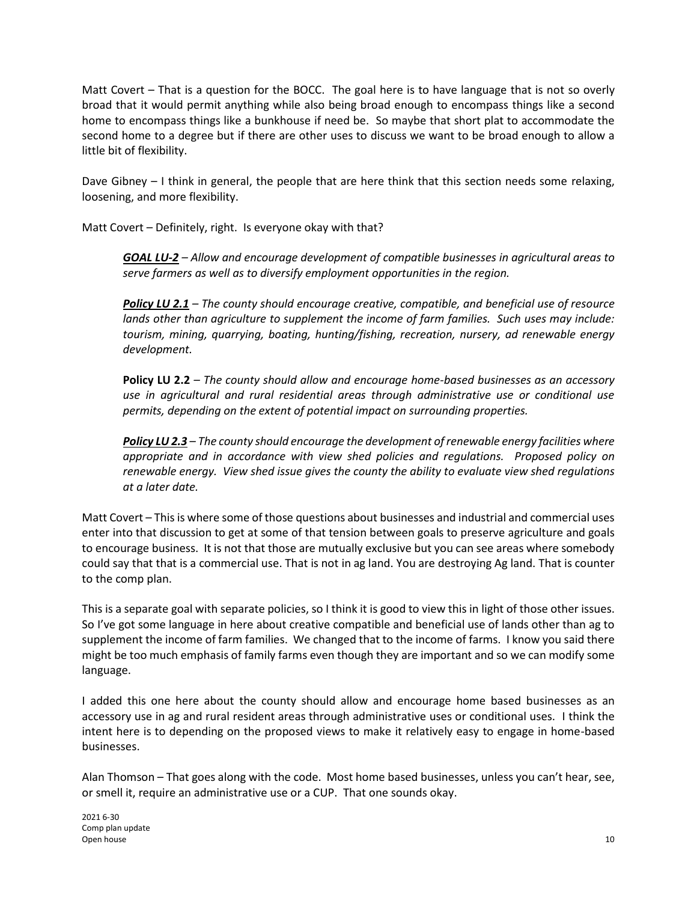Matt Covert – That is a question for the BOCC. The goal here is to have language that is not so overly broad that it would permit anything while also being broad enough to encompass things like a second home to encompass things like a bunkhouse if need be. So maybe that short plat to accommodate the second home to a degree but if there are other uses to discuss we want to be broad enough to allow a little bit of flexibility.

Dave Gibney – I think in general, the people that are here think that this section needs some relaxing, loosening, and more flexibility.

Matt Covert – Definitely, right. Is everyone okay with that?

> ***GOAL LU-2*** – *Allow and encourage development of compatible businesses in agricultural areas to serve farmers as well as to diversify employment opportunities in the region.*
>
> ***Policy LU 2.1*** – *The county should encourage creative, compatible, and beneficial use of resource lands other than agriculture to supplement the income of farm families. Such uses may include: tourism, mining, quarrying, boating, hunting/fishing, recreation, nursery, ad renewable energy development.*
>
> **Policy LU 2.2** – *The county should allow and encourage home-based businesses as an accessory use in agricultural and rural residential areas through administrative use or conditional use permits, depending on the extent of potential impact on surrounding properties.*
>
> ***Policy LU 2.3*** – *The county should encourage the development of renewable energy facilities where appropriate and in accordance with view shed policies and regulations. Proposed policy on renewable energy. View shed issue gives the county the ability to evaluate view shed regulations at a later date.*

Matt Covert – This is where some of those questions about businesses and industrial and commercial uses enter into that discussion to get at some of that tension between goals to preserve agriculture and goals to encourage business. It is not that those are mutually exclusive but you can see areas where somebody could say that that is a commercial use. That is not in ag land. You are destroying Ag land. That is counter to the comp plan.

This is a separate goal with separate policies, so I think it is good to view this in light of those other issues. So I've got some language in here about creative compatible and beneficial use of lands other than ag to supplement the income of farm families. We changed that to the income of farms. I know you said there might be too much emphasis of family farms even though they are important and so we can modify some language.

I added this one here about the county should allow and encourage home based businesses as an accessory use in ag and rural resident areas through administrative uses or conditional uses. I think the intent here is to depending on the proposed views to make it relatively easy to engage in home-based businesses.

Alan Thomson – That goes along with the code. Most home based businesses, unless you can't hear, see, or smell it, require an administrative use or a CUP. That one sounds okay.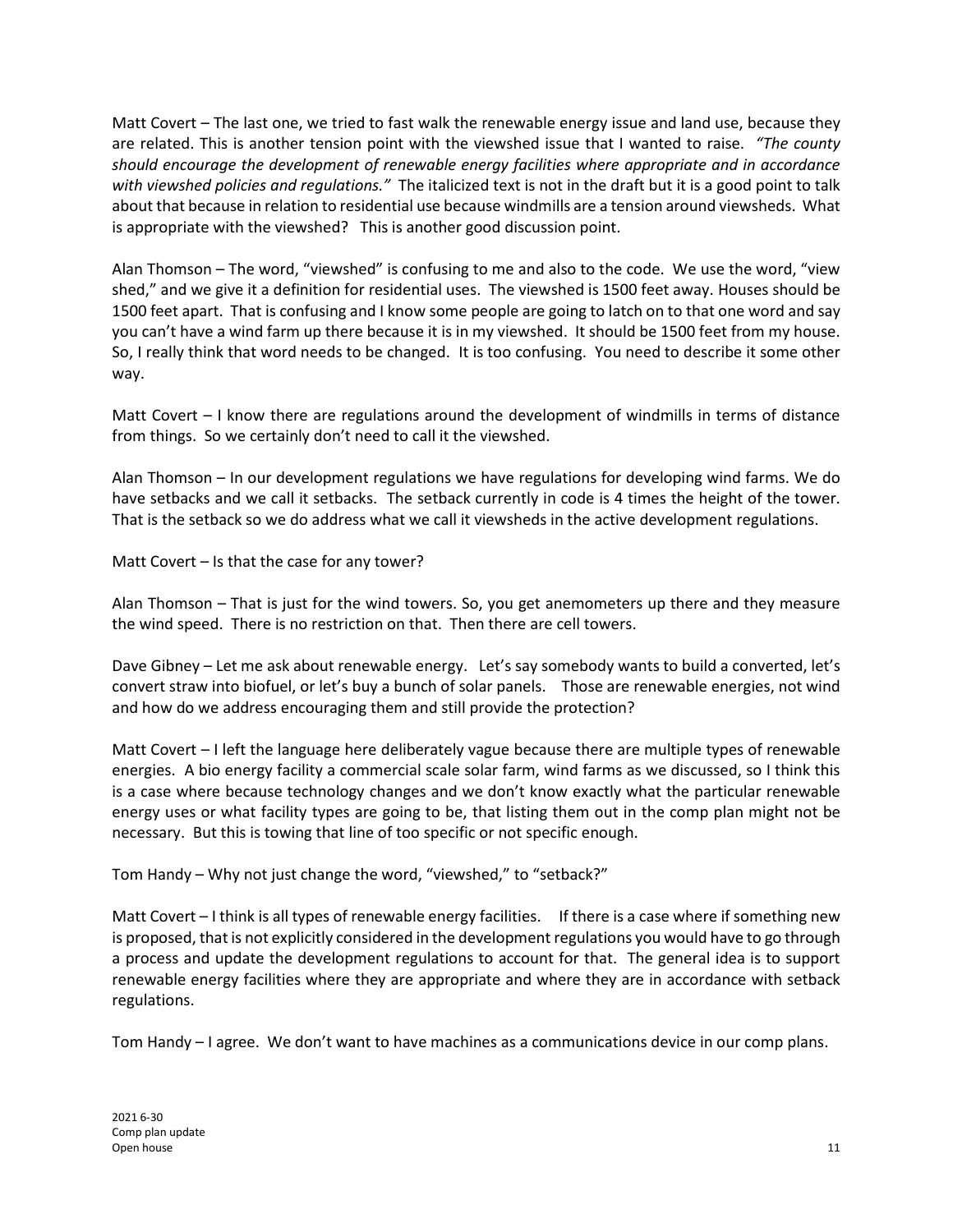Matt Covert – The last one, we tried to fast walk the renewable energy issue and land use, because they are related. This is another tension point with the viewshed issue that I wanted to raise. *"The county should encourage the development of renewable energy facilities where appropriate and in accordance with viewshed policies and regulations."* The italicized text is not in the draft but it is a good point to talk about that because in relation to residential use because windmills are a tension around viewsheds. What is appropriate with the viewshed? This is another good discussion point.

Alan Thomson – The word, "viewshed" is confusing to me and also to the code. We use the word, "view shed," and we give it a definition for residential uses. The viewshed is 1500 feet away. Houses should be 1500 feet apart. That is confusing and I know some people are going to latch on to that one word and say you can't have a wind farm up there because it is in my viewshed. It should be 1500 feet from my house. So, I really think that word needs to be changed. It is too confusing. You need to describe it some other way.

Matt Covert – I know there are regulations around the development of windmills in terms of distance from things. So we certainly don't need to call it the viewshed.

Alan Thomson – In our development regulations we have regulations for developing wind farms. We do have setbacks and we call it setbacks. The setback currently in code is 4 times the height of the tower. That is the setback so we do address what we call it viewsheds in the active development regulations.

Matt Covert – Is that the case for any tower?

Alan Thomson – That is just for the wind towers. So, you get anemometers up there and they measure the wind speed. There is no restriction on that. Then there are cell towers.

Dave Gibney – Let me ask about renewable energy. Let's say somebody wants to build a converted, let's convert straw into biofuel, or let's buy a bunch of solar panels. Those are renewable energies, not wind and how do we address encouraging them and still provide the protection?

Matt Covert – I left the language here deliberately vague because there are multiple types of renewable energies. A bio energy facility a commercial scale solar farm, wind farms as we discussed, so I think this is a case where because technology changes and we don't know exactly what the particular renewable energy uses or what facility types are going to be, that listing them out in the comp plan might not be necessary. But this is towing that line of too specific or not specific enough.

Tom Handy – Why not just change the word, "viewshed," to "setback?"

Matt Covert – I think is all types of renewable energy facilities. If there is a case where if something new is proposed, that is not explicitly considered in the development regulations you would have to go through a process and update the development regulations to account for that. The general idea is to support renewable energy facilities where they are appropriate and where they are in accordance with setback regulations.

Tom Handy – I agree. We don't want to have machines as a communications device in our comp plans.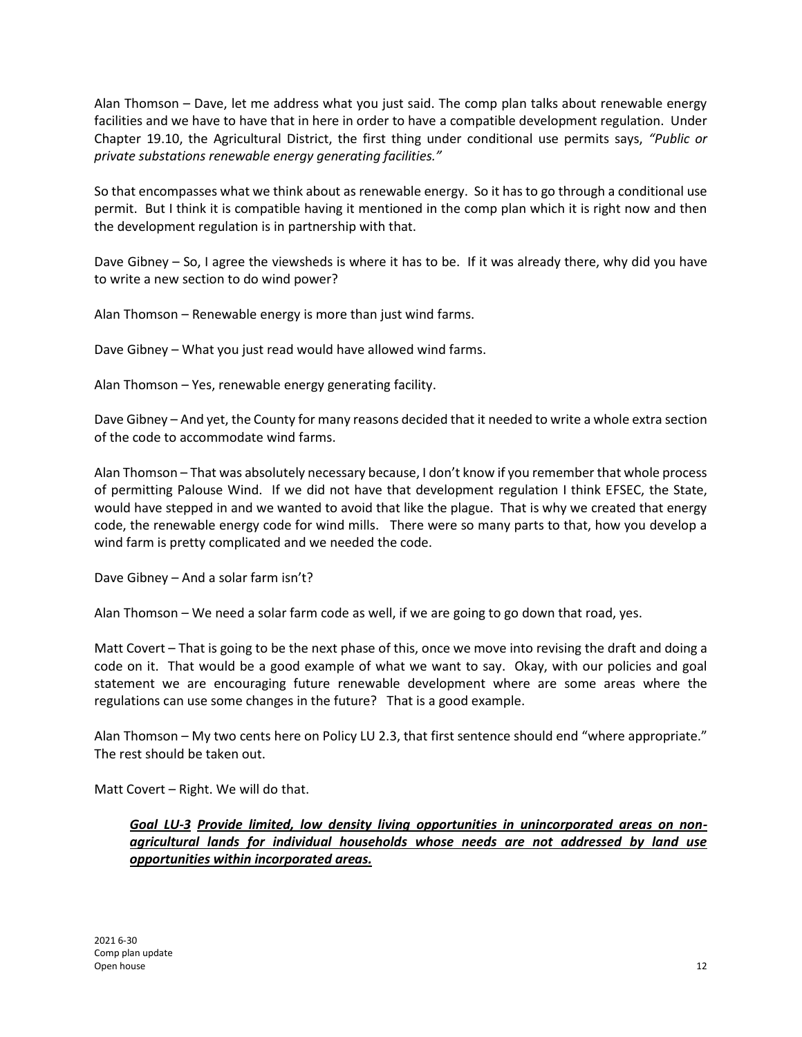Alan Thomson – Dave, let me address what you just said. The comp plan talks about renewable energy facilities and we have to have that in here in order to have a compatible development regulation. Under Chapter 19.10, the Agricultural District, the first thing under conditional use permits says, *"Public or private substations renewable energy generating facilities."*

So that encompasses what we think about as renewable energy. So it has to go through a conditional use permit. But I think it is compatible having it mentioned in the comp plan which it is right now and then the development regulation is in partnership with that.

Dave Gibney – So, I agree the viewsheds is where it has to be. If it was already there, why did you have to write a new section to do wind power?

Alan Thomson – Renewable energy is more than just wind farms.

Dave Gibney – What you just read would have allowed wind farms.

Alan Thomson – Yes, renewable energy generating facility.

Dave Gibney – And yet, the County for many reasons decided that it needed to write a whole extra section of the code to accommodate wind farms.

Alan Thomson – That was absolutely necessary because, I don't know if you remember that whole process of permitting Palouse Wind. If we did not have that development regulation I think EFSEC, the State, would have stepped in and we wanted to avoid that like the plague. That is why we created that energy code, the renewable energy code for wind mills. There were so many parts to that, how you develop a wind farm is pretty complicated and we needed the code.

Dave Gibney – And a solar farm isn't?

Alan Thomson – We need a solar farm code as well, if we are going to go down that road, yes.

Matt Covert – That is going to be the next phase of this, once we move into revising the draft and doing a code on it. That would be a good example of what we want to say. Okay, with our policies and goal statement we are encouraging future renewable development where are some areas where the regulations can use some changes in the future? That is a good example.

Alan Thomson – My two cents here on Policy LU 2.3, that first sentence should end "where appropriate." The rest should be taken out.

Matt Covert – Right. We will do that.

> ***Goal LU-3 Provide limited, low density living opportunities in unincorporated areas on non-agricultural lands for individual households whose needs are not addressed by land use opportunities within incorporated areas.***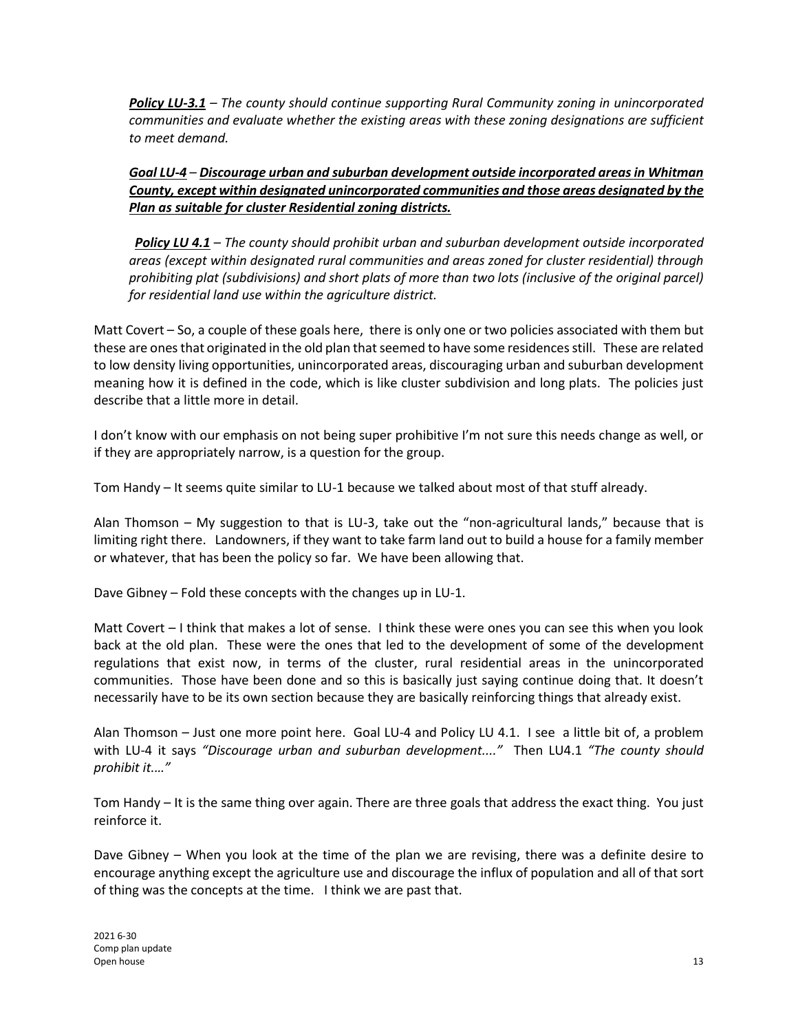***Policy LU-3.1*** *– The county should continue supporting Rural Community zoning in unincorporated communities and evaluate whether the existing areas with these zoning designations are sufficient to meet demand.*

***Goal LU-4*** *–* ***Discourage urban and suburban development outside incorporated areas in Whitman County, except within designated unincorporated communities and those areas designated by the Plan as suitable for cluster Residential zoning districts.***

***Policy LU 4.1*** *– The county should prohibit urban and suburban development outside incorporated areas (except within designated rural communities and areas zoned for cluster residential) through prohibiting plat (subdivisions) and short plats of more than two lots (inclusive of the original parcel) for residential land use within the agriculture district.*

Matt Covert – So, a couple of these goals here, there is only one or two policies associated with them but these are ones that originated in the old plan that seemed to have some residences still. These are related to low density living opportunities, unincorporated areas, discouraging urban and suburban development meaning how it is defined in the code, which is like cluster subdivision and long plats. The policies just describe that a little more in detail.

I don't know with our emphasis on not being super prohibitive I'm not sure this needs change as well, or if they are appropriately narrow, is a question for the group.

Tom Handy – It seems quite similar to LU-1 because we talked about most of that stuff already.

Alan Thomson – My suggestion to that is LU-3, take out the "non-agricultural lands," because that is limiting right there. Landowners, if they want to take farm land out to build a house for a family member or whatever, that has been the policy so far. We have been allowing that.

Dave Gibney – Fold these concepts with the changes up in LU-1.

Matt Covert – I think that makes a lot of sense. I think these were ones you can see this when you look back at the old plan. These were the ones that led to the development of some of the development regulations that exist now, in terms of the cluster, rural residential areas in the unincorporated communities. Those have been done and so this is basically just saying continue doing that. It doesn't necessarily have to be its own section because they are basically reinforcing things that already exist.

Alan Thomson – Just one more point here. Goal LU-4 and Policy LU 4.1. I see a little bit of, a problem with LU-4 it says *"Discourage urban and suburban development...."* Then LU4.1 *"The county should prohibit it...."*

Tom Handy – It is the same thing over again. There are three goals that address the exact thing. You just reinforce it.

Dave Gibney – When you look at the time of the plan we are revising, there was a definite desire to encourage anything except the agriculture use and discourage the influx of population and all of that sort of thing was the concepts at the time. I think we are past that.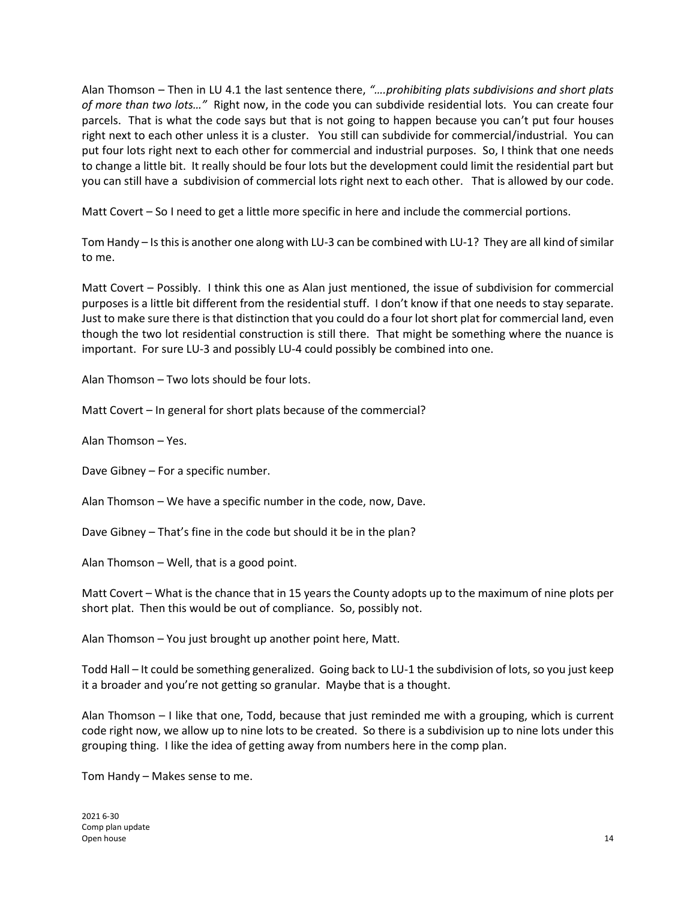Alan Thomson – Then in LU 4.1 the last sentence there, *"….prohibiting plats subdivisions and short plats of more than two lots…"* Right now, in the code you can subdivide residential lots. You can create four parcels. That is what the code says but that is not going to happen because you can't put four houses right next to each other unless it is a cluster. You still can subdivide for commercial/industrial. You can put four lots right next to each other for commercial and industrial purposes. So, I think that one needs to change a little bit. It really should be four lots but the development could limit the residential part but you can still have a subdivision of commercial lots right next to each other. That is allowed by our code.

Matt Covert – So I need to get a little more specific in here and include the commercial portions.

Tom Handy – Is this is another one along with LU-3 can be combined with LU-1? They are all kind of similar to me.

Matt Covert – Possibly. I think this one as Alan just mentioned, the issue of subdivision for commercial purposes is a little bit different from the residential stuff. I don't know if that one needs to stay separate. Just to make sure there is that distinction that you could do a four lot short plat for commercial land, even though the two lot residential construction is still there. That might be something where the nuance is important. For sure LU-3 and possibly LU-4 could possibly be combined into one.

Alan Thomson – Two lots should be four lots.

Matt Covert – In general for short plats because of the commercial?

Alan Thomson – Yes.

Dave Gibney – For a specific number.

Alan Thomson – We have a specific number in the code, now, Dave.

Dave Gibney – That's fine in the code but should it be in the plan?

Alan Thomson – Well, that is a good point.

Matt Covert – What is the chance that in 15 years the County adopts up to the maximum of nine plots per short plat. Then this would be out of compliance. So, possibly not.

Alan Thomson – You just brought up another point here, Matt.

Todd Hall – It could be something generalized. Going back to LU-1 the subdivision of lots, so you just keep it a broader and you're not getting so granular. Maybe that is a thought.

Alan Thomson – I like that one, Todd, because that just reminded me with a grouping, which is current code right now, we allow up to nine lots to be created. So there is a subdivision up to nine lots under this grouping thing. I like the idea of getting away from numbers here in the comp plan.

Tom Handy – Makes sense to me.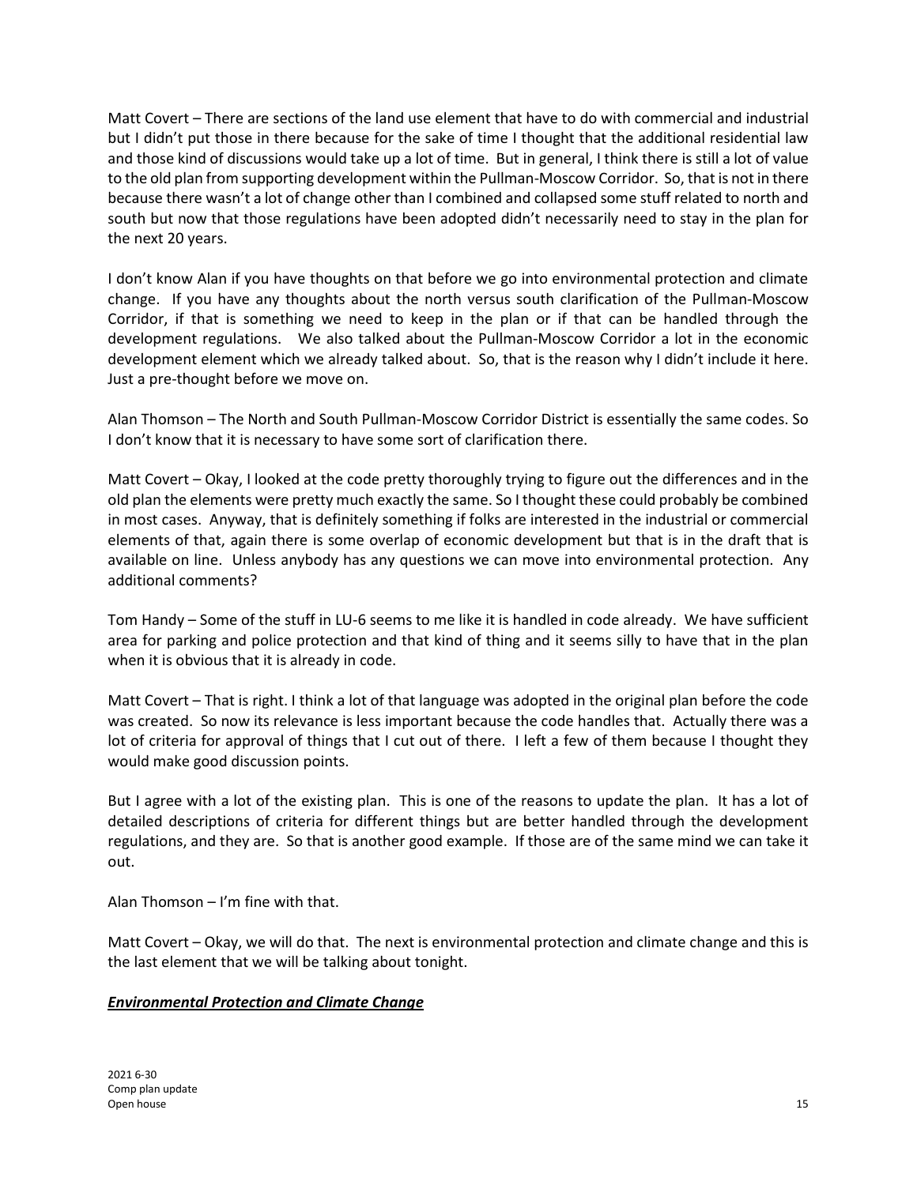Matt Covert – There are sections of the land use element that have to do with commercial and industrial but I didn't put those in there because for the sake of time I thought that the additional residential law and those kind of discussions would take up a lot of time. But in general, I think there is still a lot of value to the old plan from supporting development within the Pullman-Moscow Corridor. So, that is not in there because there wasn't a lot of change other than I combined and collapsed some stuff related to north and south but now that those regulations have been adopted didn't necessarily need to stay in the plan for the next 20 years.

I don't know Alan if you have thoughts on that before we go into environmental protection and climate change. If you have any thoughts about the north versus south clarification of the Pullman-Moscow Corridor, if that is something we need to keep in the plan or if that can be handled through the development regulations. We also talked about the Pullman-Moscow Corridor a lot in the economic development element which we already talked about. So, that is the reason why I didn't include it here. Just a pre-thought before we move on.

Alan Thomson – The North and South Pullman-Moscow Corridor District is essentially the same codes. So I don't know that it is necessary to have some sort of clarification there.

Matt Covert – Okay, I looked at the code pretty thoroughly trying to figure out the differences and in the old plan the elements were pretty much exactly the same. So I thought these could probably be combined in most cases. Anyway, that is definitely something if folks are interested in the industrial or commercial elements of that, again there is some overlap of economic development but that is in the draft that is available on line. Unless anybody has any questions we can move into environmental protection. Any additional comments?

Tom Handy – Some of the stuff in LU-6 seems to me like it is handled in code already. We have sufficient area for parking and police protection and that kind of thing and it seems silly to have that in the plan when it is obvious that it is already in code.

Matt Covert – That is right. I think a lot of that language was adopted in the original plan before the code was created. So now its relevance is less important because the code handles that. Actually there was a lot of criteria for approval of things that I cut out of there. I left a few of them because I thought they would make good discussion points.

But I agree with a lot of the existing plan. This is one of the reasons to update the plan. It has a lot of detailed descriptions of criteria for different things but are better handled through the development regulations, and they are. So that is another good example. If those are of the same mind we can take it out.

Alan Thomson – I'm fine with that.

Matt Covert – Okay, we will do that. The next is environmental protection and climate change and this is the last element that we will be talking about tonight.

***Environmental Protection and Climate Change***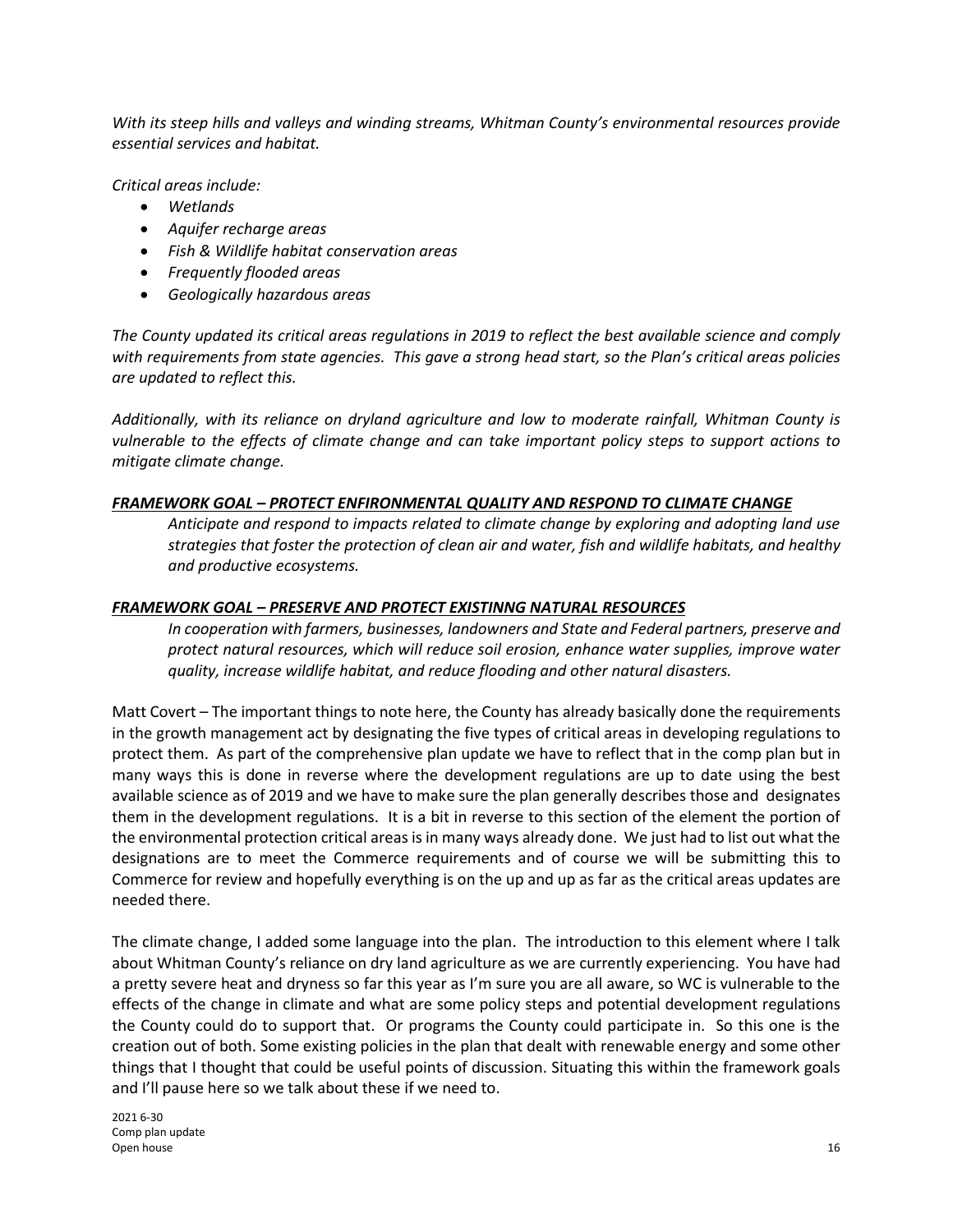*With its steep hills and valleys and winding streams, Whitman County's environmental resources provide essential services and habitat.*

*Critical areas include:*

- *Wetlands*
- *Aquifer recharge areas*
- *Fish & Wildlife habitat conservation areas*
- *Frequently flooded areas*
- *Geologically hazardous areas*

*The County updated its critical areas regulations in 2019 to reflect the best available science and comply with requirements from state agencies. This gave a strong head start, so the Plan's critical areas policies are updated to reflect this.*

*Additionally, with its reliance on dryland agriculture and low to moderate rainfall, Whitman County is vulnerable to the effects of climate change and can take important policy steps to support actions to mitigate climate change.*

***FRAMEWORK GOAL – PROTECT ENFIRONMENTAL QUALITY AND RESPOND TO CLIMATE CHANGE***

> *Anticipate and respond to impacts related to climate change by exploring and adopting land use strategies that foster the protection of clean air and water, fish and wildlife habitats, and healthy and productive ecosystems.*

***FRAMEWORK GOAL – PRESERVE AND PROTECT EXISTINNG NATURAL RESOURCES***

> *In cooperation with farmers, businesses, landowners and State and Federal partners, preserve and protect natural resources, which will reduce soil erosion, enhance water supplies, improve water quality, increase wildlife habitat, and reduce flooding and other natural disasters.*

Matt Covert – The important things to note here, the County has already basically done the requirements in the growth management act by designating the five types of critical areas in developing regulations to protect them. As part of the comprehensive plan update we have to reflect that in the comp plan but in many ways this is done in reverse where the development regulations are up to date using the best available science as of 2019 and we have to make sure the plan generally describes those and designates them in the development regulations. It is a bit in reverse to this section of the element the portion of the environmental protection critical areas is in many ways already done. We just had to list out what the designations are to meet the Commerce requirements and of course we will be submitting this to Commerce for review and hopefully everything is on the up and up as far as the critical areas updates are needed there.

The climate change, I added some language into the plan. The introduction to this element where I talk about Whitman County's reliance on dry land agriculture as we are currently experiencing. You have had a pretty severe heat and dryness so far this year as I'm sure you are all aware, so WC is vulnerable to the effects of the change in climate and what are some policy steps and potential development regulations the County could do to support that. Or programs the County could participate in. So this one is the creation out of both. Some existing policies in the plan that dealt with renewable energy and some other things that I thought that could be useful points of discussion. Situating this within the framework goals and I'll pause here so we talk about these if we need to.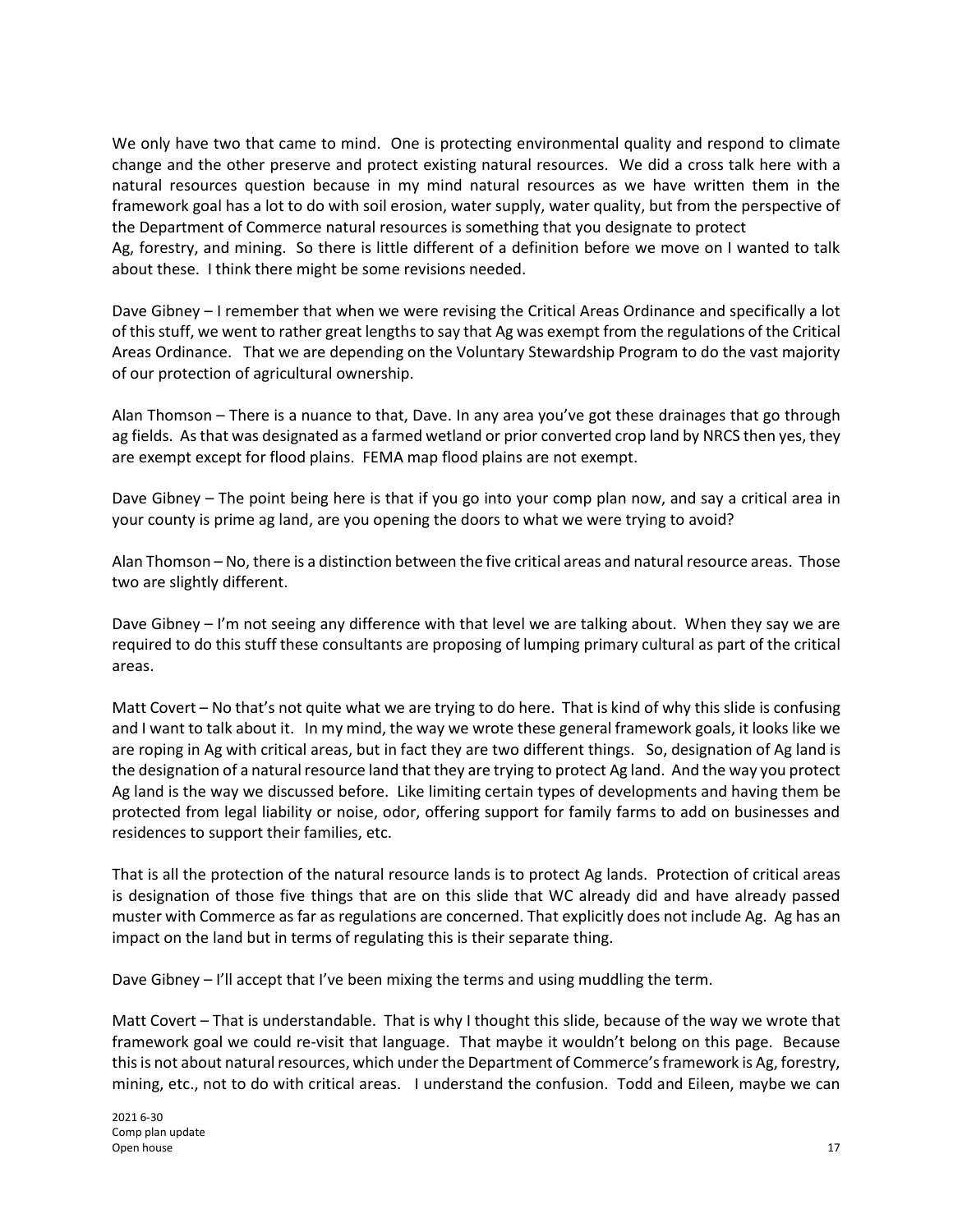We only have two that came to mind. One is protecting environmental quality and respond to climate change and the other preserve and protect existing natural resources. We did a cross talk here with a natural resources question because in my mind natural resources as we have written them in the framework goal has a lot to do with soil erosion, water supply, water quality, but from the perspective of the Department of Commerce natural resources is something that you designate to protect Ag, forestry, and mining. So there is little different of a definition before we move on I wanted to talk about these. I think there might be some revisions needed.

Dave Gibney – I remember that when we were revising the Critical Areas Ordinance and specifically a lot of this stuff, we went to rather great lengths to say that Ag was exempt from the regulations of the Critical Areas Ordinance. That we are depending on the Voluntary Stewardship Program to do the vast majority of our protection of agricultural ownership.

Alan Thomson – There is a nuance to that, Dave. In any area you've got these drainages that go through ag fields. As that was designated as a farmed wetland or prior converted crop land by NRCS then yes, they are exempt except for flood plains. FEMA map flood plains are not exempt.

Dave Gibney – The point being here is that if you go into your comp plan now, and say a critical area in your county is prime ag land, are you opening the doors to what we were trying to avoid?

Alan Thomson – No, there is a distinction between the five critical areas and natural resource areas. Those two are slightly different.

Dave Gibney – I'm not seeing any difference with that level we are talking about. When they say we are required to do this stuff these consultants are proposing of lumping primary cultural as part of the critical areas.

Matt Covert – No that's not quite what we are trying to do here. That is kind of why this slide is confusing and I want to talk about it. In my mind, the way we wrote these general framework goals, it looks like we are roping in Ag with critical areas, but in fact they are two different things. So, designation of Ag land is the designation of a natural resource land that they are trying to protect Ag land. And the way you protect Ag land is the way we discussed before. Like limiting certain types of developments and having them be protected from legal liability or noise, odor, offering support for family farms to add on businesses and residences to support their families, etc.

That is all the protection of the natural resource lands is to protect Ag lands. Protection of critical areas is designation of those five things that are on this slide that WC already did and have already passed muster with Commerce as far as regulations are concerned. That explicitly does not include Ag. Ag has an impact on the land but in terms of regulating this is their separate thing.

Dave Gibney – I'll accept that I've been mixing the terms and using muddling the term.

Matt Covert – That is understandable. That is why I thought this slide, because of the way we wrote that framework goal we could re-visit that language. That maybe it wouldn't belong on this page. Because this is not about natural resources, which under the Department of Commerce's framework is Ag, forestry, mining, etc., not to do with critical areas. I understand the confusion. Todd and Eileen, maybe we can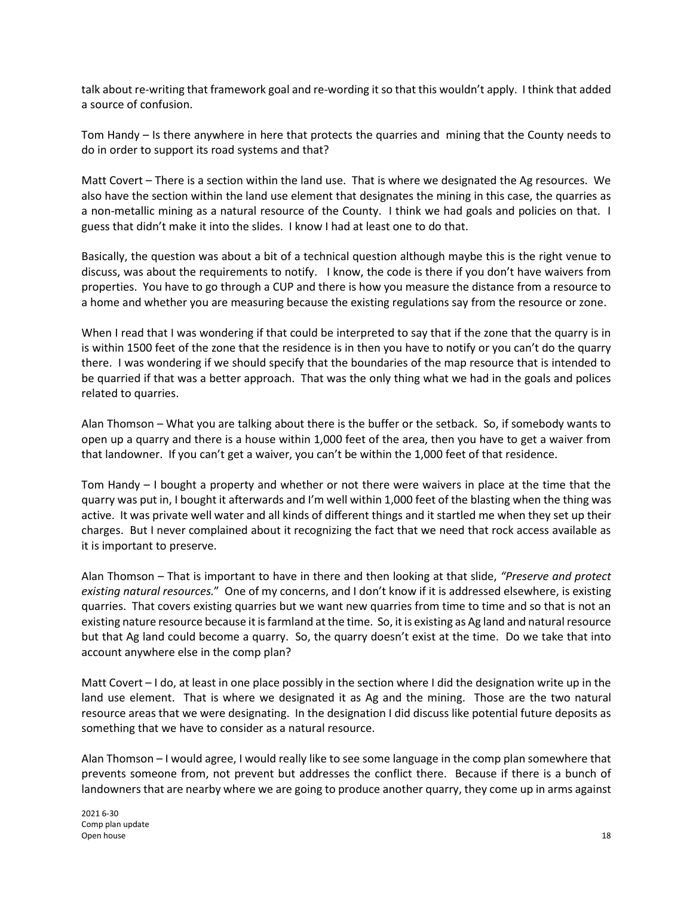talk about re-writing that framework goal and re-wording it so that this wouldn't apply. I think that added a source of confusion.

Tom Handy – Is there anywhere in here that protects the quarries and mining that the County needs to do in order to support its road systems and that?

Matt Covert – There is a section within the land use. That is where we designated the Ag resources. We also have the section within the land use element that designates the mining in this case, the quarries as a non-metallic mining as a natural resource of the County. I think we had goals and policies on that. I guess that didn't make it into the slides. I know I had at least one to do that.

Basically, the question was about a bit of a technical question although maybe this is the right venue to discuss, was about the requirements to notify. I know, the code is there if you don't have waivers from properties. You have to go through a CUP and there is how you measure the distance from a resource to a home and whether you are measuring because the existing regulations say from the resource or zone.

When I read that I was wondering if that could be interpreted to say that if the zone that the quarry is in is within 1500 feet of the zone that the residence is in then you have to notify or you can't do the quarry there. I was wondering if we should specify that the boundaries of the map resource that is intended to be quarried if that was a better approach. That was the only thing what we had in the goals and polices related to quarries.

Alan Thomson – What you are talking about there is the buffer or the setback. So, if somebody wants to open up a quarry and there is a house within 1,000 feet of the area, then you have to get a waiver from that landowner. If you can't get a waiver, you can't be within the 1,000 feet of that residence.

Tom Handy – I bought a property and whether or not there were waivers in place at the time that the quarry was put in, I bought it afterwards and I'm well within 1,000 feet of the blasting when the thing was active. It was private well water and all kinds of different things and it startled me when they set up their charges. But I never complained about it recognizing the fact that we need that rock access available as it is important to preserve.

Alan Thomson – That is important to have in there and then looking at that slide, *"Preserve and protect existing natural resources."* One of my concerns, and I don't know if it is addressed elsewhere, is existing quarries. That covers existing quarries but we want new quarries from time to time and so that is not an existing nature resource because it is farmland at the time. So, it is existing as Ag land and natural resource but that Ag land could become a quarry. So, the quarry doesn't exist at the time. Do we take that into account anywhere else in the comp plan?

Matt Covert – I do, at least in one place possibly in the section where I did the designation write up in the land use element. That is where we designated it as Ag and the mining. Those are the two natural resource areas that we were designating. In the designation I did discuss like potential future deposits as something that we have to consider as a natural resource.

Alan Thomson – I would agree, I would really like to see some language in the comp plan somewhere that prevents someone from, not prevent but addresses the conflict there. Because if there is a bunch of landowners that are nearby where we are going to produce another quarry, they come up in arms against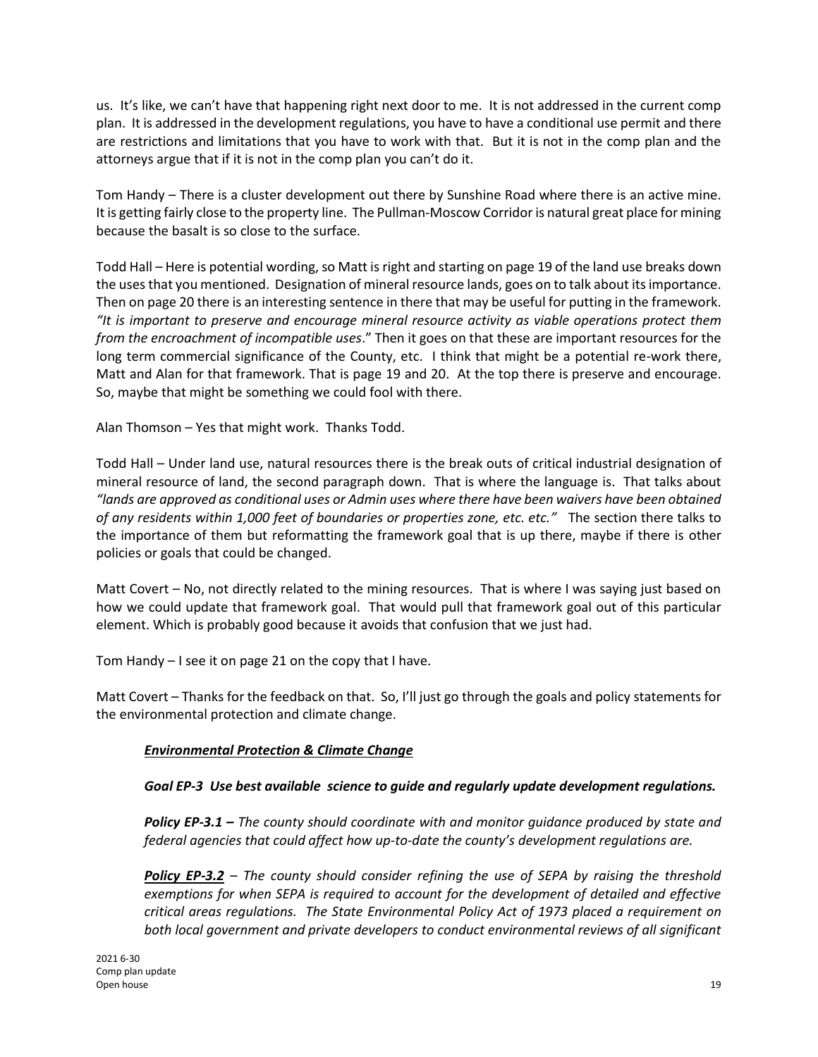us. It's like, we can't have that happening right next door to me. It is not addressed in the current comp plan. It is addressed in the development regulations, you have to have a conditional use permit and there are restrictions and limitations that you have to work with that. But it is not in the comp plan and the attorneys argue that if it is not in the comp plan you can't do it.

Tom Handy – There is a cluster development out there by Sunshine Road where there is an active mine. It is getting fairly close to the property line. The Pullman-Moscow Corridor is natural great place for mining because the basalt is so close to the surface.

Todd Hall – Here is potential wording, so Matt is right and starting on page 19 of the land use breaks down the uses that you mentioned. Designation of mineral resource lands, goes on to talk about its importance. Then on page 20 there is an interesting sentence in there that may be useful for putting in the framework. *"It is important to preserve and encourage mineral resource activity as viable operations protect them from the encroachment of incompatible uses*." Then it goes on that these are important resources for the long term commercial significance of the County, etc. I think that might be a potential re-work there, Matt and Alan for that framework. That is page 19 and 20. At the top there is preserve and encourage. So, maybe that might be something we could fool with there.

Alan Thomson – Yes that might work. Thanks Todd.

Todd Hall – Under land use, natural resources there is the break outs of critical industrial designation of mineral resource of land, the second paragraph down. That is where the language is. That talks about *"lands are approved as conditional uses or Admin uses where there have been waivers have been obtained of any residents within 1,000 feet of boundaries or properties zone, etc. etc."* The section there talks to the importance of them but reformatting the framework goal that is up there, maybe if there is other policies or goals that could be changed.

Matt Covert – No, not directly related to the mining resources. That is where I was saying just based on how we could update that framework goal. That would pull that framework goal out of this particular element. Which is probably good because it avoids that confusion that we just had.

Tom Handy – I see it on page 21 on the copy that I have.

Matt Covert – Thanks for the feedback on that. So, I'll just go through the goals and policy statements for the environmental protection and climate change.

***Environmental Protection & Climate Change***

***Goal EP-3 Use best available science to guide and regularly update development regulations.***

***Policy EP-3.1 –*** *The county should coordinate with and monitor guidance produced by state and federal agencies that could affect how up-to-date the county's development regulations are.*

***Policy EP-3.2*** *– The county should consider refining the use of SEPA by raising the threshold exemptions for when SEPA is required to account for the development of detailed and effective critical areas regulations. The State Environmental Policy Act of 1973 placed a requirement on both local government and private developers to conduct environmental reviews of all significant*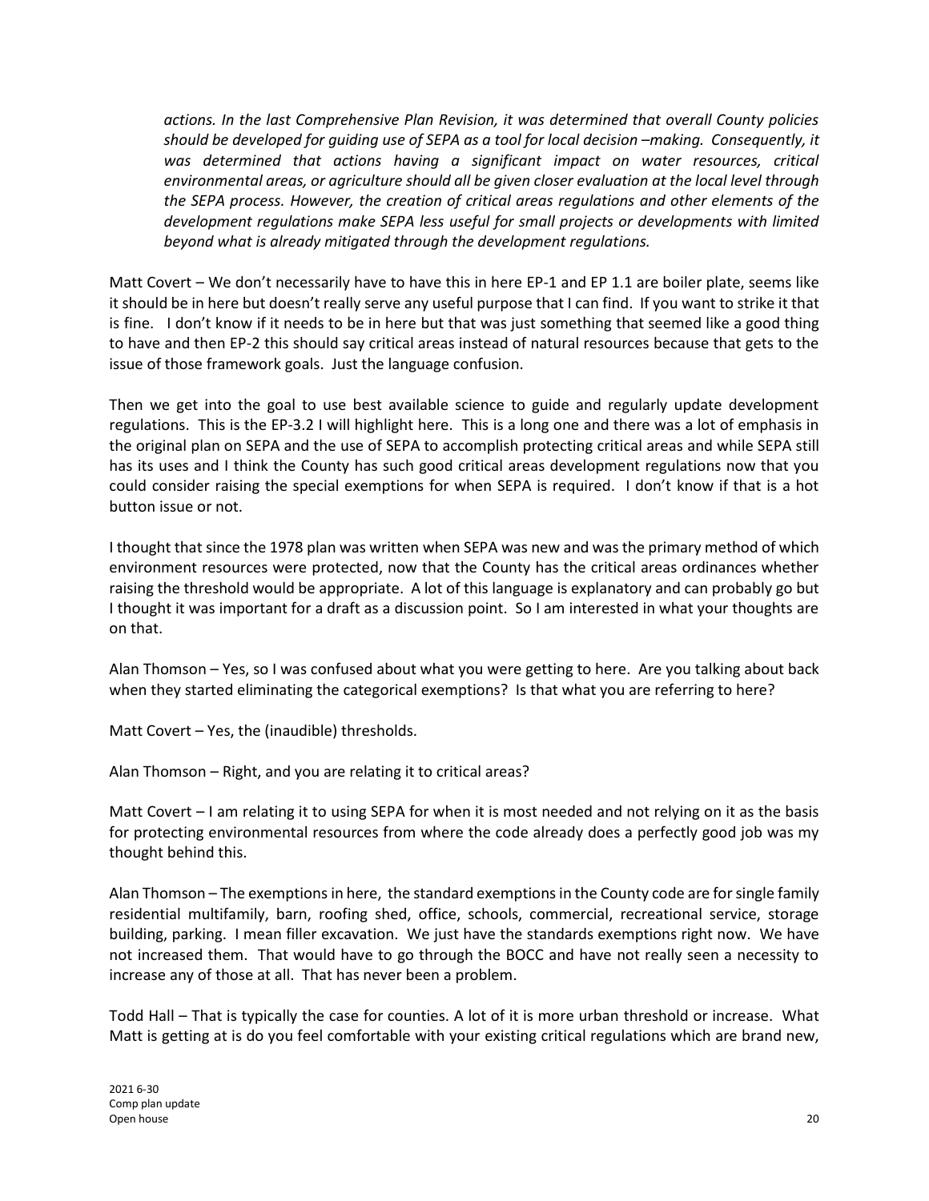*actions. In the last Comprehensive Plan Revision, it was determined that overall County policies should be developed for guiding use of SEPA as a tool for local decision –making. Consequently, it was determined that actions having a significant impact on water resources, critical environmental areas, or agriculture should all be given closer evaluation at the local level through the SEPA process. However, the creation of critical areas regulations and other elements of the development regulations make SEPA less useful for small projects or developments with limited beyond what is already mitigated through the development regulations.*

Matt Covert – We don't necessarily have to have this in here EP-1 and EP 1.1 are boiler plate, seems like it should be in here but doesn't really serve any useful purpose that I can find. If you want to strike it that is fine. I don't know if it needs to be in here but that was just something that seemed like a good thing to have and then EP-2 this should say critical areas instead of natural resources because that gets to the issue of those framework goals. Just the language confusion.

Then we get into the goal to use best available science to guide and regularly update development regulations. This is the EP-3.2 I will highlight here. This is a long one and there was a lot of emphasis in the original plan on SEPA and the use of SEPA to accomplish protecting critical areas and while SEPA still has its uses and I think the County has such good critical areas development regulations now that you could consider raising the special exemptions for when SEPA is required. I don't know if that is a hot button issue or not.

I thought that since the 1978 plan was written when SEPA was new and was the primary method of which environment resources were protected, now that the County has the critical areas ordinances whether raising the threshold would be appropriate. A lot of this language is explanatory and can probably go but I thought it was important for a draft as a discussion point. So I am interested in what your thoughts are on that.

Alan Thomson – Yes, so I was confused about what you were getting to here. Are you talking about back when they started eliminating the categorical exemptions? Is that what you are referring to here?

Matt Covert – Yes, the (inaudible) thresholds.

Alan Thomson – Right, and you are relating it to critical areas?

Matt Covert – I am relating it to using SEPA for when it is most needed and not relying on it as the basis for protecting environmental resources from where the code already does a perfectly good job was my thought behind this.

Alan Thomson – The exemptions in here, the standard exemptions in the County code are for single family residential multifamily, barn, roofing shed, office, schools, commercial, recreational service, storage building, parking. I mean filler excavation. We just have the standards exemptions right now. We have not increased them. That would have to go through the BOCC and have not really seen a necessity to increase any of those at all. That has never been a problem.

Todd Hall – That is typically the case for counties. A lot of it is more urban threshold or increase. What Matt is getting at is do you feel comfortable with your existing critical regulations which are brand new,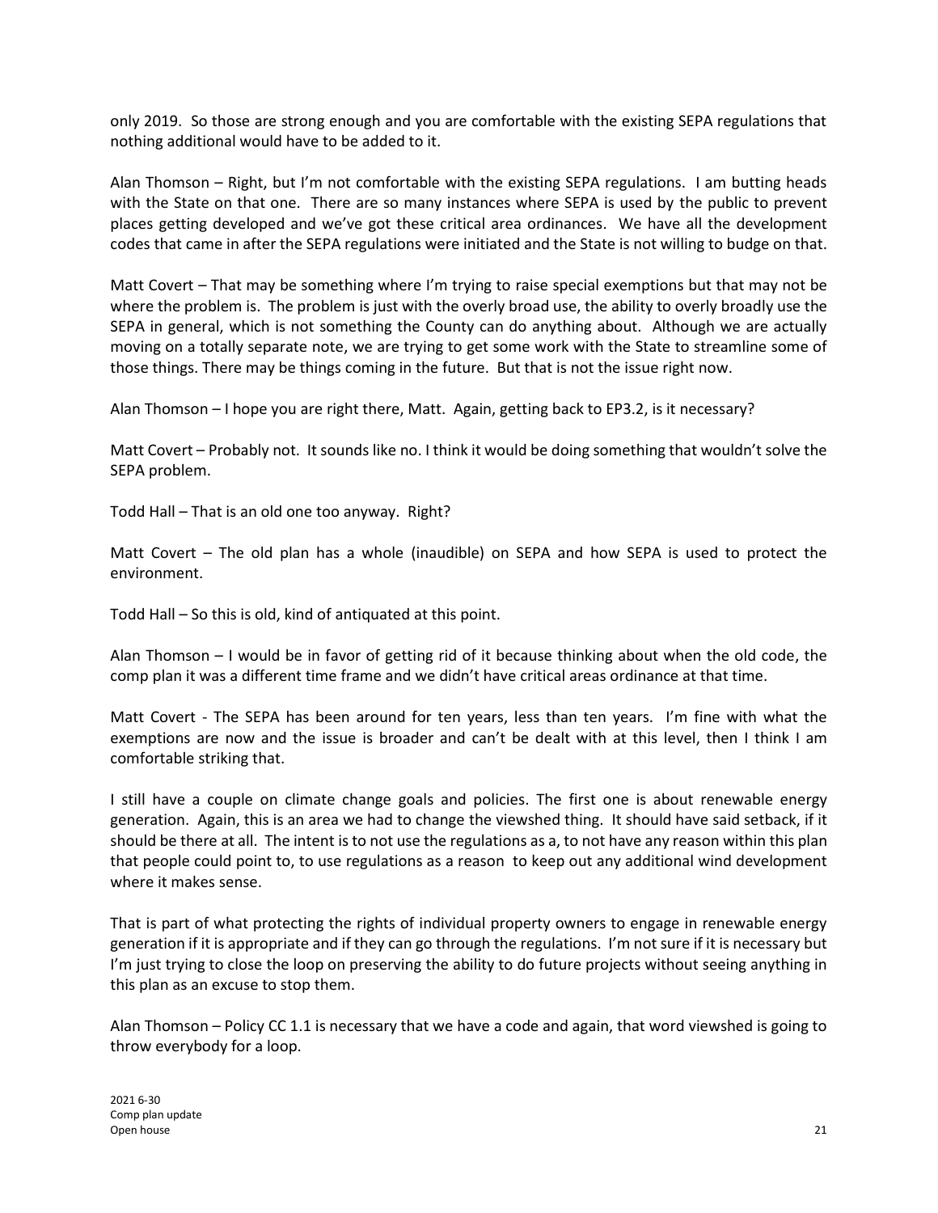only 2019. So those are strong enough and you are comfortable with the existing SEPA regulations that nothing additional would have to be added to it.

Alan Thomson – Right, but I'm not comfortable with the existing SEPA regulations. I am butting heads with the State on that one. There are so many instances where SEPA is used by the public to prevent places getting developed and we've got these critical area ordinances. We have all the development codes that came in after the SEPA regulations were initiated and the State is not willing to budge on that.

Matt Covert – That may be something where I'm trying to raise special exemptions but that may not be where the problem is. The problem is just with the overly broad use, the ability to overly broadly use the SEPA in general, which is not something the County can do anything about. Although we are actually moving on a totally separate note, we are trying to get some work with the State to streamline some of those things. There may be things coming in the future. But that is not the issue right now.

Alan Thomson – I hope you are right there, Matt. Again, getting back to EP3.2, is it necessary?

Matt Covert – Probably not. It sounds like no. I think it would be doing something that wouldn't solve the SEPA problem.

Todd Hall – That is an old one too anyway. Right?

Matt Covert – The old plan has a whole (inaudible) on SEPA and how SEPA is used to protect the environment.

Todd Hall – So this is old, kind of antiquated at this point.

Alan Thomson – I would be in favor of getting rid of it because thinking about when the old code, the comp plan it was a different time frame and we didn't have critical areas ordinance at that time.

Matt Covert - The SEPA has been around for ten years, less than ten years. I'm fine with what the exemptions are now and the issue is broader and can't be dealt with at this level, then I think I am comfortable striking that.

I still have a couple on climate change goals and policies. The first one is about renewable energy generation. Again, this is an area we had to change the viewshed thing. It should have said setback, if it should be there at all. The intent is to not use the regulations as a, to not have any reason within this plan that people could point to, to use regulations as a reason to keep out any additional wind development where it makes sense.

That is part of what protecting the rights of individual property owners to engage in renewable energy generation if it is appropriate and if they can go through the regulations. I'm not sure if it is necessary but I'm just trying to close the loop on preserving the ability to do future projects without seeing anything in this plan as an excuse to stop them.

Alan Thomson – Policy CC 1.1 is necessary that we have a code and again, that word viewshed is going to throw everybody for a loop.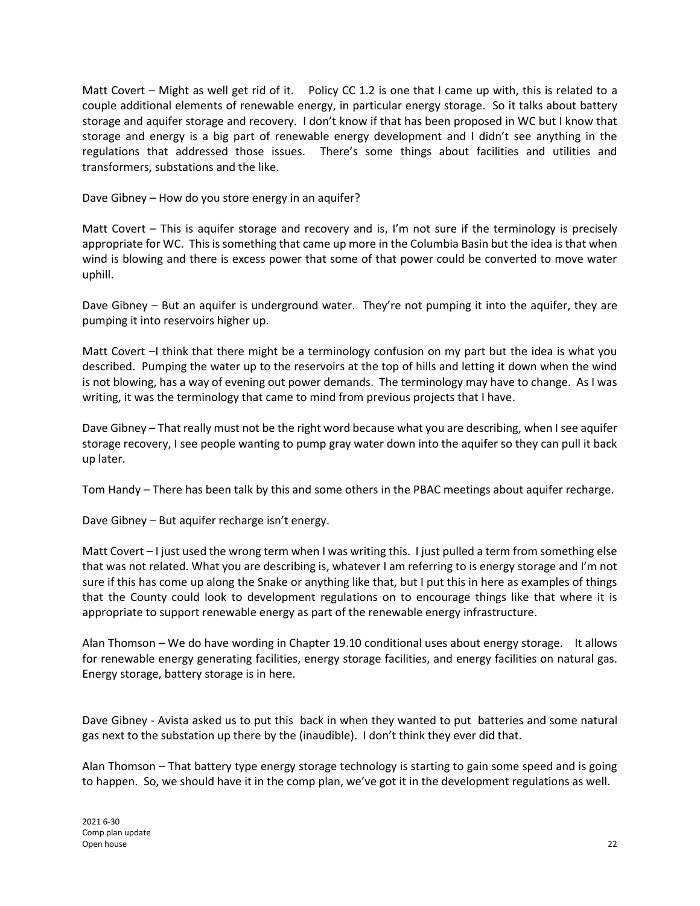Matt Covert – Might as well get rid of it. Policy CC 1.2 is one that I came up with, this is related to a couple additional elements of renewable energy, in particular energy storage. So it talks about battery storage and aquifer storage and recovery. I don't know if that has been proposed in WC but I know that storage and energy is a big part of renewable energy development and I didn't see anything in the regulations that addressed those issues. There's some things about facilities and utilities and transformers, substations and the like.

Dave Gibney – How do you store energy in an aquifer?

Matt Covert – This is aquifer storage and recovery and is, I'm not sure if the terminology is precisely appropriate for WC. This is something that came up more in the Columbia Basin but the idea is that when wind is blowing and there is excess power that some of that power could be converted to move water uphill.

Dave Gibney – But an aquifer is underground water. They're not pumping it into the aquifer, they are pumping it into reservoirs higher up.

Matt Covert –I think that there might be a terminology confusion on my part but the idea is what you described. Pumping the water up to the reservoirs at the top of hills and letting it down when the wind is not blowing, has a way of evening out power demands. The terminology may have to change. As I was writing, it was the terminology that came to mind from previous projects that I have.

Dave Gibney – That really must not be the right word because what you are describing, when I see aquifer storage recovery, I see people wanting to pump gray water down into the aquifer so they can pull it back up later.

Tom Handy – There has been talk by this and some others in the PBAC meetings about aquifer recharge.

Dave Gibney – But aquifer recharge isn't energy.

Matt Covert – I just used the wrong term when I was writing this. I just pulled a term from something else that was not related. What you are describing is, whatever I am referring to is energy storage and I'm not sure if this has come up along the Snake or anything like that, but I put this in here as examples of things that the County could look to development regulations on to encourage things like that where it is appropriate to support renewable energy as part of the renewable energy infrastructure.

Alan Thomson – We do have wording in Chapter 19.10 conditional uses about energy storage. It allows for renewable energy generating facilities, energy storage facilities, and energy facilities on natural gas. Energy storage, battery storage is in here.

Dave Gibney - Avista asked us to put this back in when they wanted to put batteries and some natural gas next to the substation up there by the (inaudible). I don't think they ever did that.

Alan Thomson – That battery type energy storage technology is starting to gain some speed and is going to happen. So, we should have it in the comp plan, we've got it in the development regulations as well.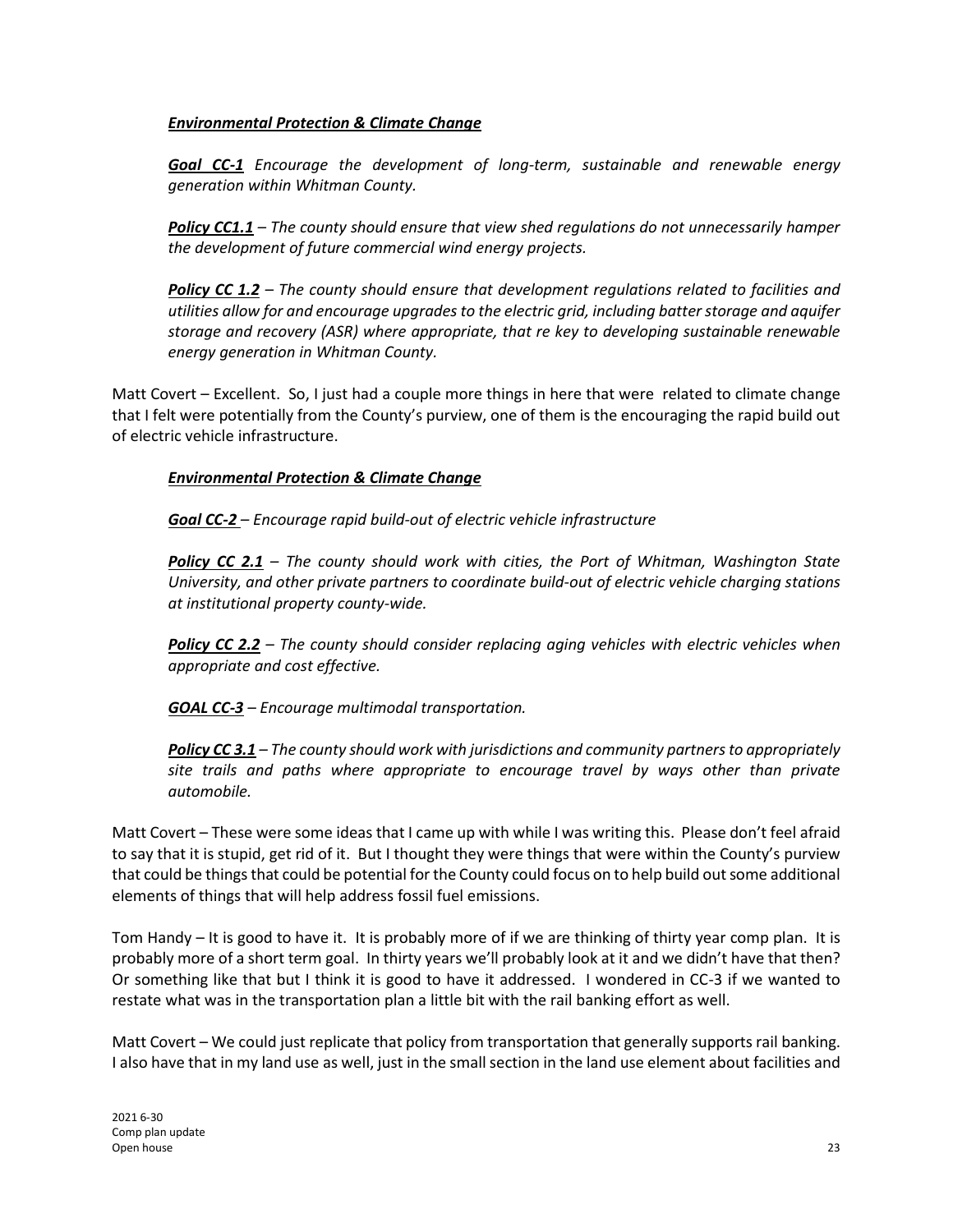***Environmental Protection & Climate Change***

***Goal CC-1*** *Encourage the development of long-term, sustainable and renewable energy generation within Whitman County.*

***Policy CC1.1*** *– The county should ensure that view shed regulations do not unnecessarily hamper the development of future commercial wind energy projects.*

***Policy CC 1.2*** *– The county should ensure that development regulations related to facilities and utilities allow for and encourage upgrades to the electric grid, including batter storage and aquifer storage and recovery (ASR) where appropriate, that re key to developing sustainable renewable energy generation in Whitman County.*

Matt Covert – Excellent. So, I just had a couple more things in here that were related to climate change that I felt were potentially from the County's purview, one of them is the encouraging the rapid build out of electric vehicle infrastructure.

***Environmental Protection & Climate Change***

***Goal CC-2*** *– Encourage rapid build-out of electric vehicle infrastructure*

***Policy CC 2.1*** *– The county should work with cities, the Port of Whitman, Washington State University, and other private partners to coordinate build-out of electric vehicle charging stations at institutional property county-wide.*

***Policy CC 2.2*** *– The county should consider replacing aging vehicles with electric vehicles when appropriate and cost effective.*

***GOAL CC-3*** *– Encourage multimodal transportation.*

***Policy CC 3.1*** *– The county should work with jurisdictions and community partners to appropriately site trails and paths where appropriate to encourage travel by ways other than private automobile.*

Matt Covert – These were some ideas that I came up with while I was writing this. Please don't feel afraid to say that it is stupid, get rid of it. But I thought they were things that were within the County's purview that could be things that could be potential for the County could focus on to help build out some additional elements of things that will help address fossil fuel emissions.

Tom Handy – It is good to have it. It is probably more of if we are thinking of thirty year comp plan. It is probably more of a short term goal. In thirty years we'll probably look at it and we didn't have that then? Or something like that but I think it is good to have it addressed. I wondered in CC-3 if we wanted to restate what was in the transportation plan a little bit with the rail banking effort as well.

Matt Covert – We could just replicate that policy from transportation that generally supports rail banking. I also have that in my land use as well, just in the small section in the land use element about facilities and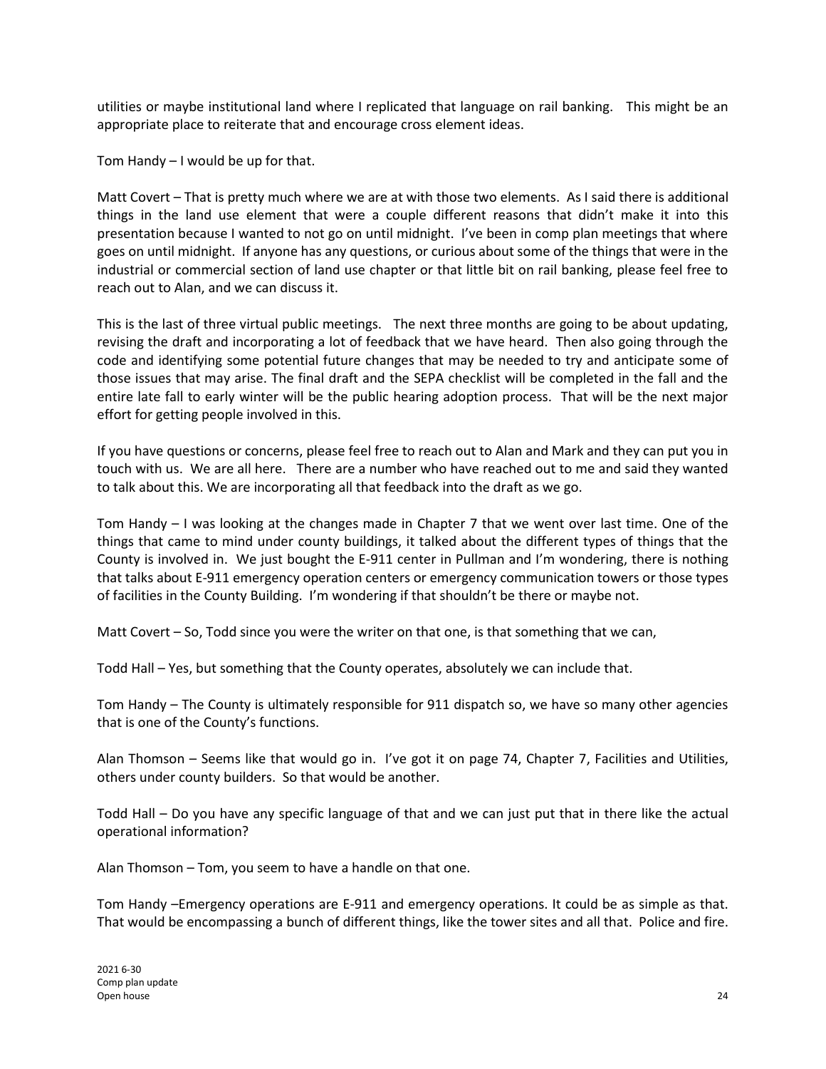utilities or maybe institutional land where I replicated that language on rail banking. This might be an appropriate place to reiterate that and encourage cross element ideas.

Tom Handy – I would be up for that.

Matt Covert – That is pretty much where we are at with those two elements. As I said there is additional things in the land use element that were a couple different reasons that didn't make it into this presentation because I wanted to not go on until midnight. I've been in comp plan meetings that where goes on until midnight. If anyone has any questions, or curious about some of the things that were in the industrial or commercial section of land use chapter or that little bit on rail banking, please feel free to reach out to Alan, and we can discuss it.

This is the last of three virtual public meetings. The next three months are going to be about updating, revising the draft and incorporating a lot of feedback that we have heard. Then also going through the code and identifying some potential future changes that may be needed to try and anticipate some of those issues that may arise. The final draft and the SEPA checklist will be completed in the fall and the entire late fall to early winter will be the public hearing adoption process. That will be the next major effort for getting people involved in this.

If you have questions or concerns, please feel free to reach out to Alan and Mark and they can put you in touch with us. We are all here. There are a number who have reached out to me and said they wanted to talk about this. We are incorporating all that feedback into the draft as we go.

Tom Handy – I was looking at the changes made in Chapter 7 that we went over last time. One of the things that came to mind under county buildings, it talked about the different types of things that the County is involved in. We just bought the E-911 center in Pullman and I'm wondering, there is nothing that talks about E-911 emergency operation centers or emergency communication towers or those types of facilities in the County Building. I'm wondering if that shouldn't be there or maybe not.

Matt Covert – So, Todd since you were the writer on that one, is that something that we can,

Todd Hall – Yes, but something that the County operates, absolutely we can include that.

Tom Handy – The County is ultimately responsible for 911 dispatch so, we have so many other agencies that is one of the County's functions.

Alan Thomson – Seems like that would go in. I've got it on page 74, Chapter 7, Facilities and Utilities, others under county builders. So that would be another.

Todd Hall – Do you have any specific language of that and we can just put that in there like the actual operational information?

Alan Thomson – Tom, you seem to have a handle on that one.

Tom Handy –Emergency operations are E-911 and emergency operations. It could be as simple as that. That would be encompassing a bunch of different things, like the tower sites and all that. Police and fire.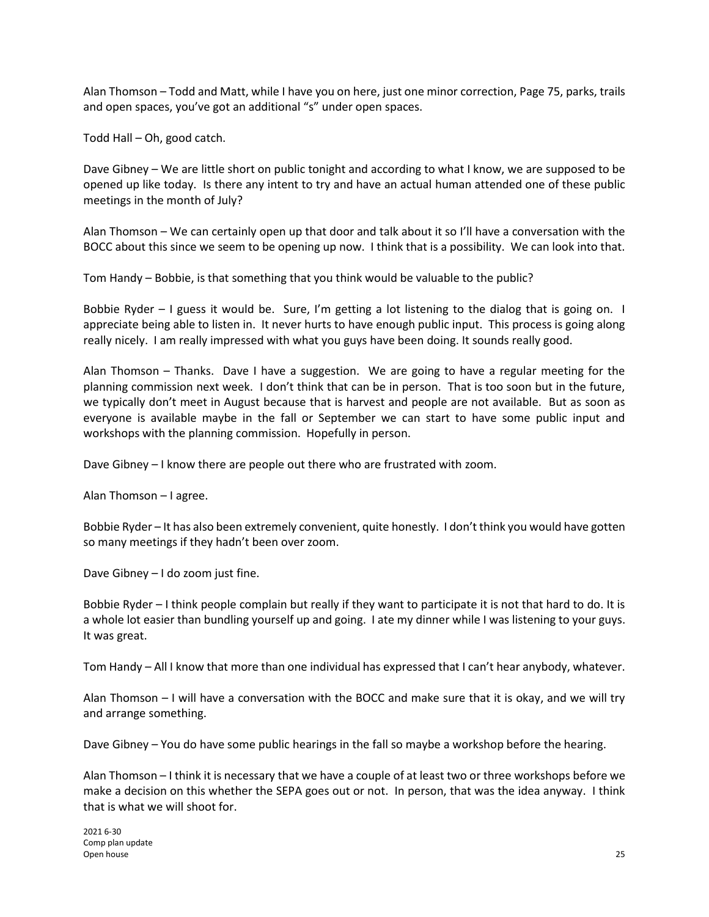Alan Thomson – Todd and Matt, while I have you on here, just one minor correction, Page 75, parks, trails and open spaces, you've got an additional "s" under open spaces.

Todd Hall – Oh, good catch.

Dave Gibney – We are little short on public tonight and according to what I know, we are supposed to be opened up like today. Is there any intent to try and have an actual human attended one of these public meetings in the month of July?

Alan Thomson – We can certainly open up that door and talk about it so I'll have a conversation with the BOCC about this since we seem to be opening up now. I think that is a possibility. We can look into that.

Tom Handy – Bobbie, is that something that you think would be valuable to the public?

Bobbie Ryder – I guess it would be. Sure, I'm getting a lot listening to the dialog that is going on. I appreciate being able to listen in. It never hurts to have enough public input. This process is going along really nicely. I am really impressed with what you guys have been doing. It sounds really good.

Alan Thomson – Thanks. Dave I have a suggestion. We are going to have a regular meeting for the planning commission next week. I don't think that can be in person. That is too soon but in the future, we typically don't meet in August because that is harvest and people are not available. But as soon as everyone is available maybe in the fall or September we can start to have some public input and workshops with the planning commission. Hopefully in person.

Dave Gibney – I know there are people out there who are frustrated with zoom.

Alan Thomson – I agree.

Bobbie Ryder – It has also been extremely convenient, quite honestly. I don't think you would have gotten so many meetings if they hadn't been over zoom.

Dave Gibney – I do zoom just fine.

Bobbie Ryder – I think people complain but really if they want to participate it is not that hard to do. It is a whole lot easier than bundling yourself up and going. I ate my dinner while I was listening to your guys. It was great.

Tom Handy – All I know that more than one individual has expressed that I can't hear anybody, whatever.

Alan Thomson – I will have a conversation with the BOCC and make sure that it is okay, and we will try and arrange something.

Dave Gibney – You do have some public hearings in the fall so maybe a workshop before the hearing.

Alan Thomson – I think it is necessary that we have a couple of at least two or three workshops before we make a decision on this whether the SEPA goes out or not. In person, that was the idea anyway. I think that is what we will shoot for.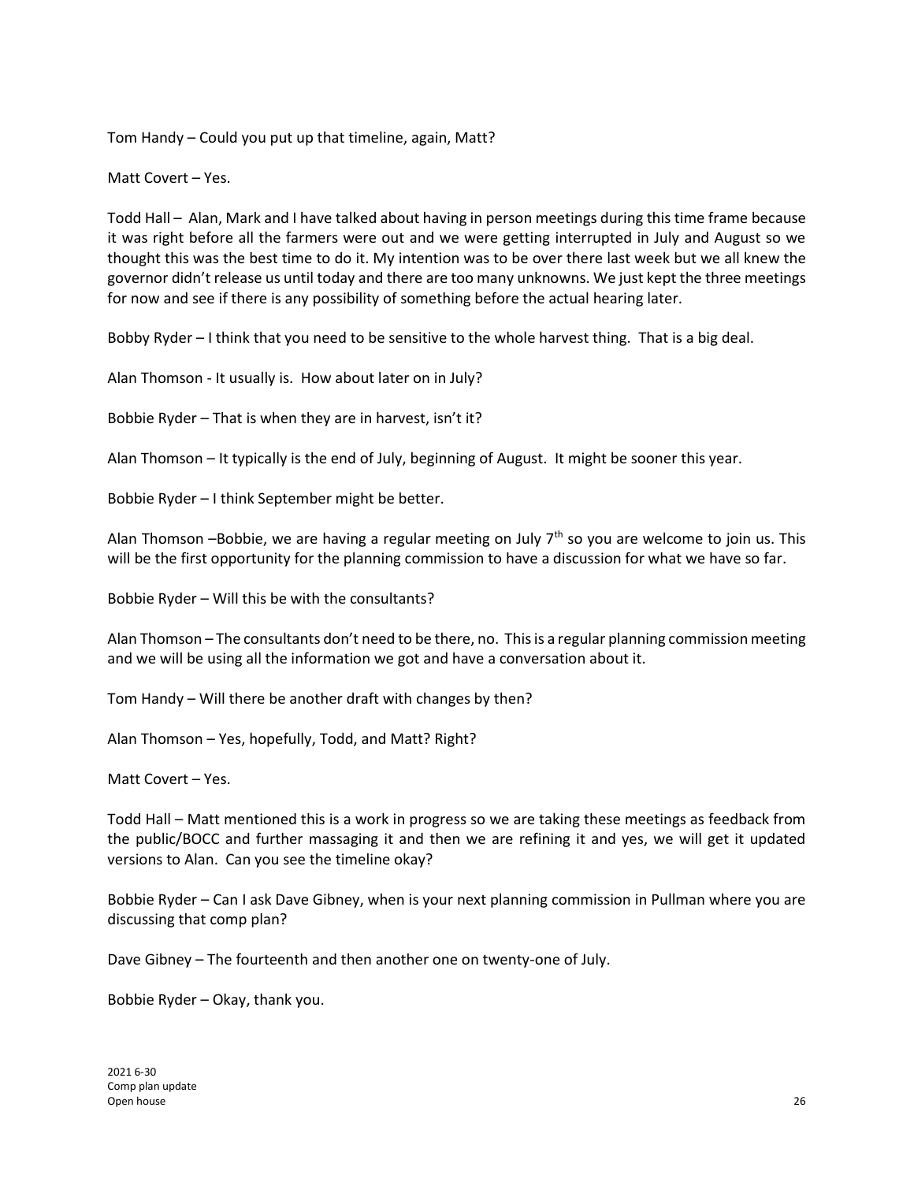Tom Handy – Could you put up that timeline, again, Matt?

Matt Covert – Yes.

Todd Hall – Alan, Mark and I have talked about having in person meetings during this time frame because it was right before all the farmers were out and we were getting interrupted in July and August so we thought this was the best time to do it. My intention was to be over there last week but we all knew the governor didn't release us until today and there are too many unknowns. We just kept the three meetings for now and see if there is any possibility of something before the actual hearing later.

Bobby Ryder – I think that you need to be sensitive to the whole harvest thing. That is a big deal.

Alan Thomson - It usually is. How about later on in July?

Bobbie Ryder – That is when they are in harvest, isn't it?

Alan Thomson – It typically is the end of July, beginning of August. It might be sooner this year.

Bobbie Ryder – I think September might be better.

Alan Thomson –Bobbie, we are having a regular meeting on July 7th so you are welcome to join us. This will be the first opportunity for the planning commission to have a discussion for what we have so far.

Bobbie Ryder – Will this be with the consultants?

Alan Thomson – The consultants don't need to be there, no. This is a regular planning commission meeting and we will be using all the information we got and have a conversation about it.

Tom Handy – Will there be another draft with changes by then?

Alan Thomson – Yes, hopefully, Todd, and Matt? Right?

Matt Covert – Yes.

Todd Hall – Matt mentioned this is a work in progress so we are taking these meetings as feedback from the public/BOCC and further massaging it and then we are refining it and yes, we will get it updated versions to Alan. Can you see the timeline okay?

Bobbie Ryder – Can I ask Dave Gibney, when is your next planning commission in Pullman where you are discussing that comp plan?

Dave Gibney – The fourteenth and then another one on twenty-one of July.

Bobbie Ryder – Okay, thank you.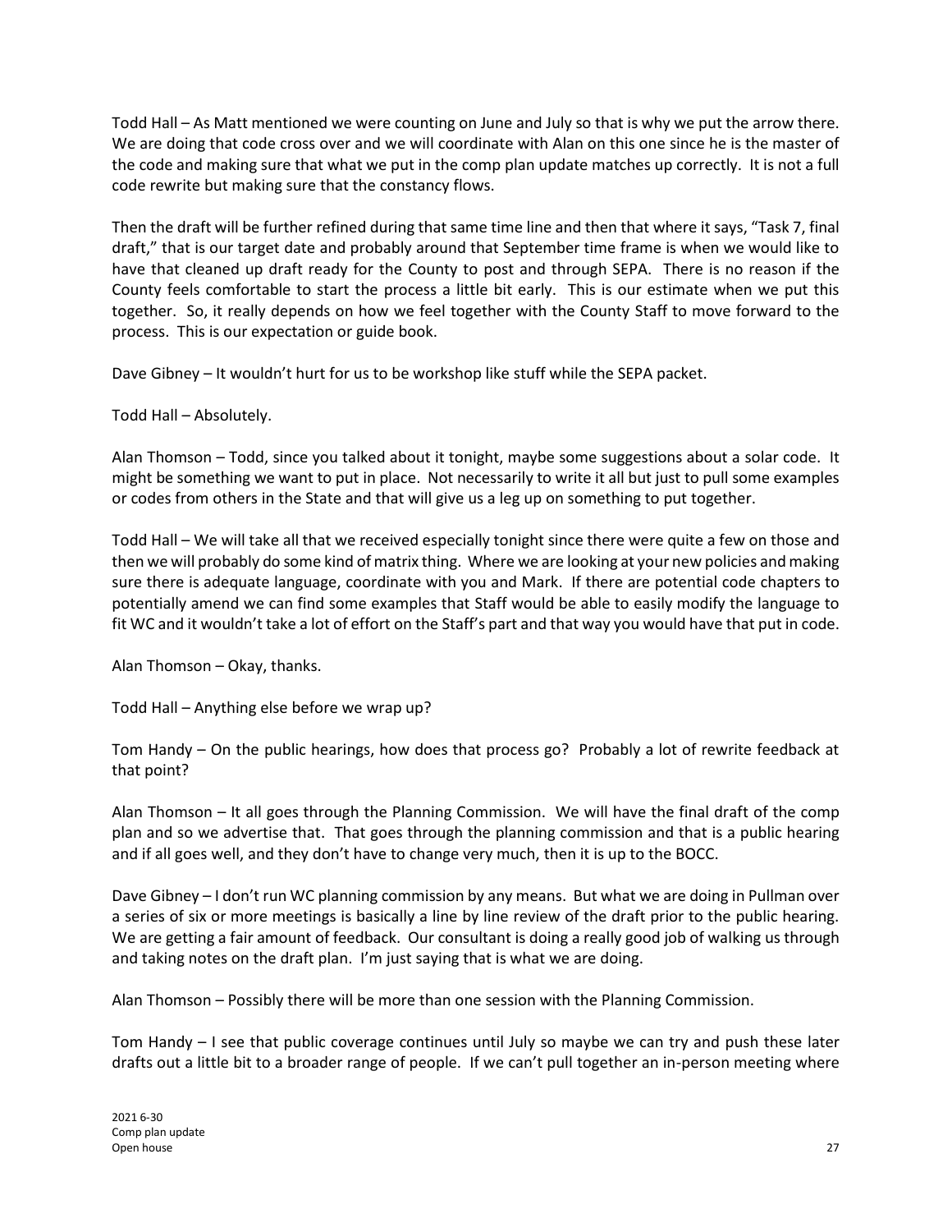Todd Hall – As Matt mentioned we were counting on June and July so that is why we put the arrow there. We are doing that code cross over and we will coordinate with Alan on this one since he is the master of the code and making sure that what we put in the comp plan update matches up correctly. It is not a full code rewrite but making sure that the constancy flows.

Then the draft will be further refined during that same time line and then that where it says, "Task 7, final draft," that is our target date and probably around that September time frame is when we would like to have that cleaned up draft ready for the County to post and through SEPA. There is no reason if the County feels comfortable to start the process a little bit early. This is our estimate when we put this together. So, it really depends on how we feel together with the County Staff to move forward to the process. This is our expectation or guide book.

Dave Gibney – It wouldn't hurt for us to be workshop like stuff while the SEPA packet.

Todd Hall – Absolutely.

Alan Thomson – Todd, since you talked about it tonight, maybe some suggestions about a solar code. It might be something we want to put in place. Not necessarily to write it all but just to pull some examples or codes from others in the State and that will give us a leg up on something to put together.

Todd Hall – We will take all that we received especially tonight since there were quite a few on those and then we will probably do some kind of matrix thing. Where we are looking at your new policies and making sure there is adequate language, coordinate with you and Mark. If there are potential code chapters to potentially amend we can find some examples that Staff would be able to easily modify the language to fit WC and it wouldn't take a lot of effort on the Staff's part and that way you would have that put in code.

Alan Thomson – Okay, thanks.

Todd Hall – Anything else before we wrap up?

Tom Handy – On the public hearings, how does that process go? Probably a lot of rewrite feedback at that point?

Alan Thomson – It all goes through the Planning Commission. We will have the final draft of the comp plan and so we advertise that. That goes through the planning commission and that is a public hearing and if all goes well, and they don't have to change very much, then it is up to the BOCC.

Dave Gibney – I don't run WC planning commission by any means. But what we are doing in Pullman over a series of six or more meetings is basically a line by line review of the draft prior to the public hearing. We are getting a fair amount of feedback. Our consultant is doing a really good job of walking us through and taking notes on the draft plan. I'm just saying that is what we are doing.

Alan Thomson – Possibly there will be more than one session with the Planning Commission.

Tom Handy – I see that public coverage continues until July so maybe we can try and push these later drafts out a little bit to a broader range of people. If we can't pull together an in-person meeting where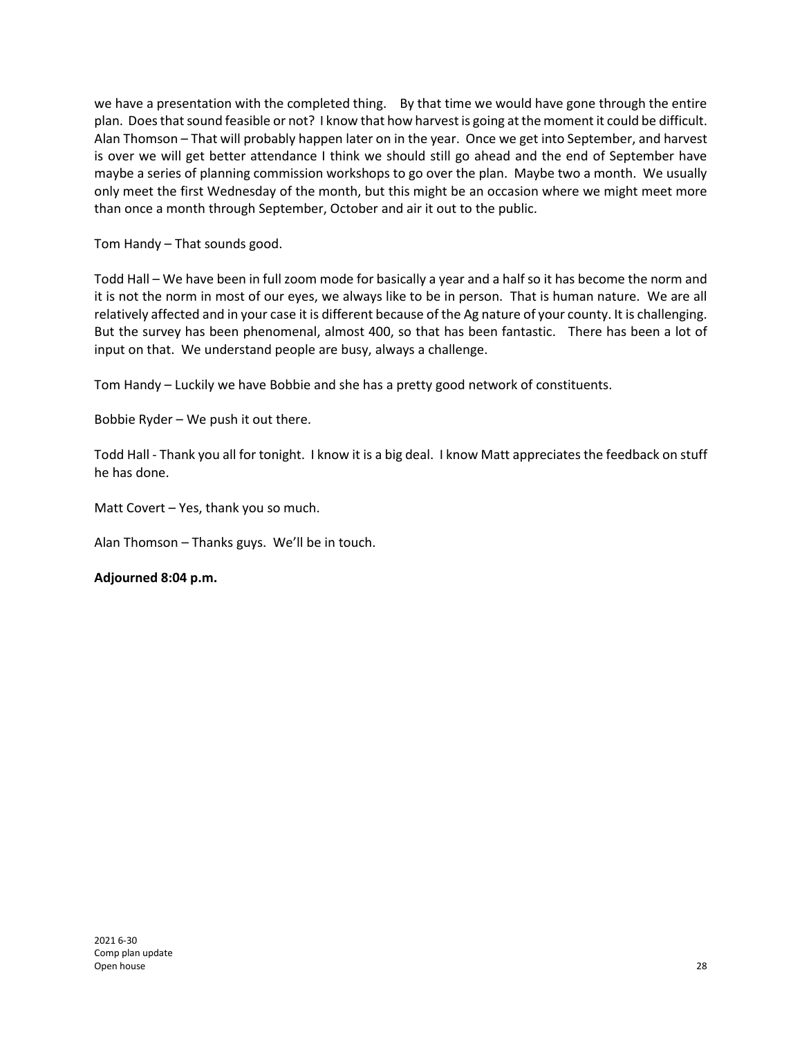we have a presentation with the completed thing. By that time we would have gone through the entire plan. Does that sound feasible or not? I know that how harvest is going at the moment it could be difficult.
Alan Thomson – That will probably happen later on in the year. Once we get into September, and harvest is over we will get better attendance I think we should still go ahead and the end of September have maybe a series of planning commission workshops to go over the plan. Maybe two a month. We usually only meet the first Wednesday of the month, but this might be an occasion where we might meet more than once a month through September, October and air it out to the public.

Tom Handy – That sounds good.

Todd Hall – We have been in full zoom mode for basically a year and a half so it has become the norm and it is not the norm in most of our eyes, we always like to be in person. That is human nature. We are all relatively affected and in your case it is different because of the Ag nature of your county. It is challenging. But the survey has been phenomenal, almost 400, so that has been fantastic. There has been a lot of input on that. We understand people are busy, always a challenge.

Tom Handy – Luckily we have Bobbie and she has a pretty good network of constituents.

Bobbie Ryder – We push it out there.

Todd Hall - Thank you all for tonight. I know it is a big deal. I know Matt appreciates the feedback on stuff he has done.

Matt Covert – Yes, thank you so much.

Alan Thomson – Thanks guys. We'll be in touch.

**Adjourned 8:04 p.m.**